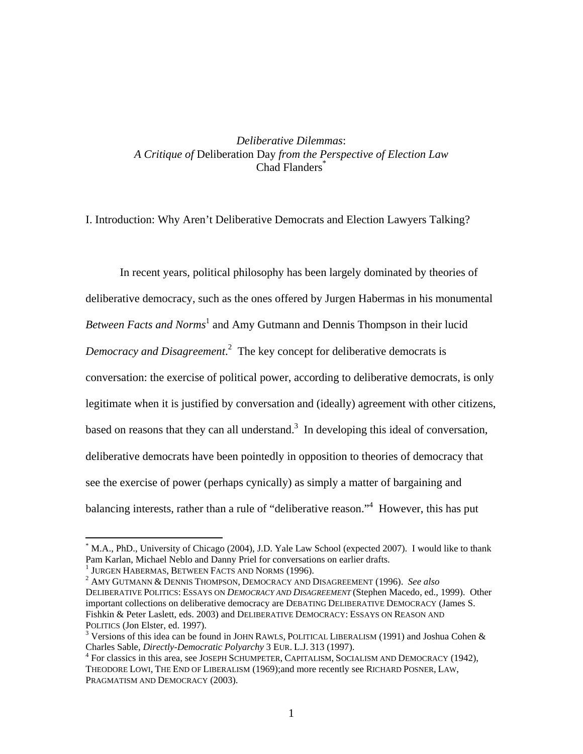# *Deliberative Dilemmas*: *A Critique of* Deliberation Day *from the Perspective of Election Law*

Chad Flanders[*]

## I. Introduction: Why Aren't Deliberative Democrats and Election Lawyers Talking?

In recent years, political philosophy has been largely dominated by theories of deliberative democracy, such as the ones offered by Jurgen Habermas in his monumental *Between Facts and Norms*[1] and Amy Gutmann and Dennis Thompson in their lucid *Democracy and Disagreement*.[2] The key concept for deliberative democrats is conversation: the exercise of political power, according to deliberative democrats, is only legitimate when it is justified by conversation and (ideally) agreement with other citizens, based on reasons that they can all understand.[3] In developing this ideal of conversation, deliberative democrats have been pointedly in opposition to theories of democracy that see the exercise of power (perhaps cynically) as simply a matter of bargaining and balancing interests, rather than a rule of "deliberative reason."[4] However, this has put

---

[*] M.A., PhD., University of Chicago (2004), J.D. Yale Law School (expected 2007). I would like to thank Pam Karlan, Michael Neblo and Danny Priel for conversations on earlier drafts.

[1] JURGEN HABERMAS, BETWEEN FACTS AND NORMS (1996).

[2] AMY GUTMANN & DENNIS THOMPSON, DEMOCRACY AND DISAGREEMENT (1996). *See also* DELIBERATIVE POLITICS: ESSAYS ON *DEMOCRACY AND DISAGREEMENT* (Stephen Macedo, ed., 1999). Other important collections on deliberative democracy are DEBATING DELIBERATIVE DEMOCRACY (James S. Fishkin & Peter Laslett, eds. 2003) and DELIBERATIVE DEMOCRACY: ESSAYS ON REASON AND POLITICS (Jon Elster, ed. 1997).

[3] Versions of this idea can be found in JOHN RAWLS, POLITICAL LIBERALISM (1991) and Joshua Cohen & Charles Sable, *Directly-Democratic Polyarchy* 3 EUR. L.J. 313 (1997).

[4] For classics in this area, see JOSEPH SCHUMPETER, CAPITALISM, SOCIALISM AND DEMOCRACY (1942), THEODORE LOWI, THE END OF LIBERALISM (1969);and more recently see RICHARD POSNER, LAW, PRAGMATISM AND DEMOCRACY (2003).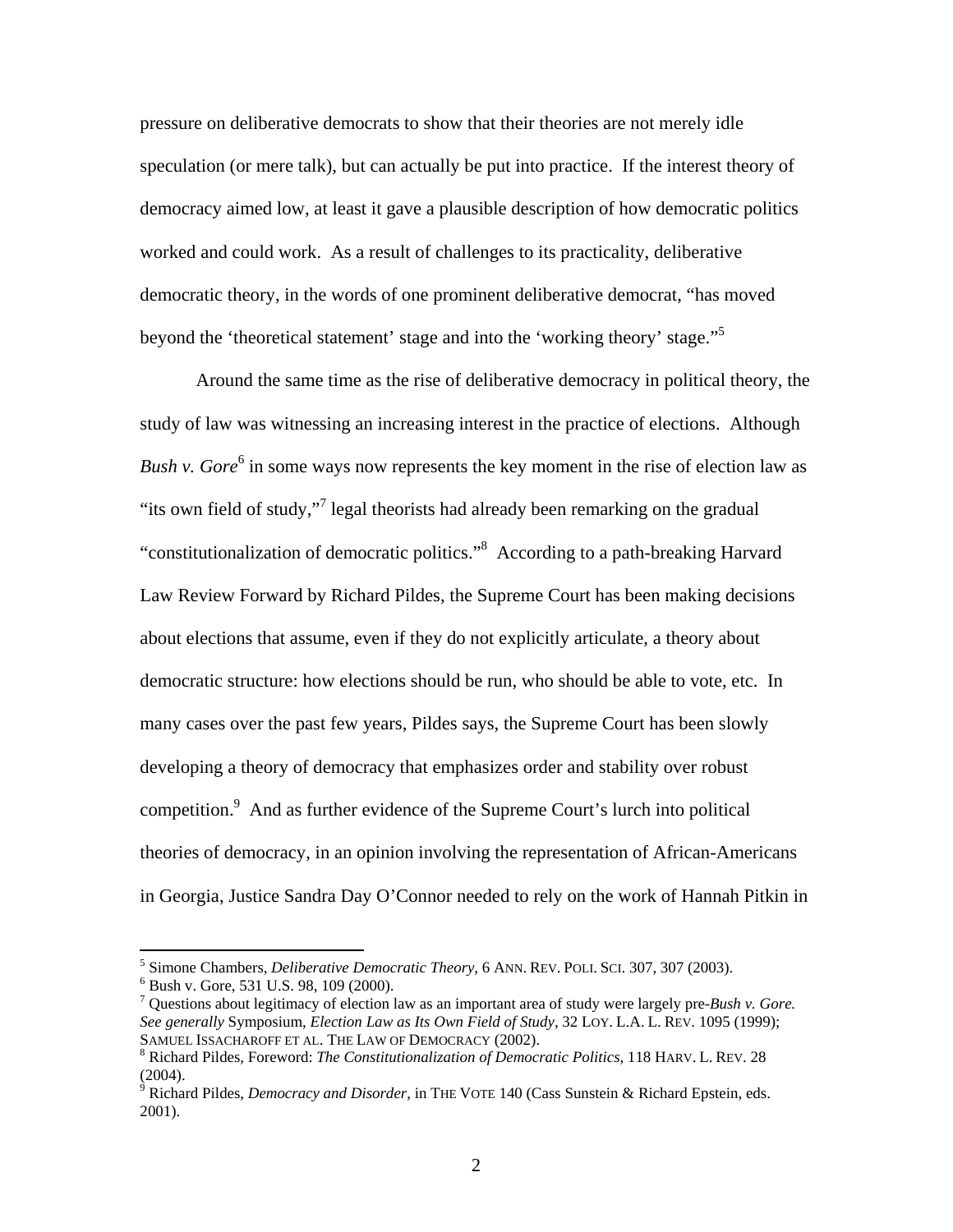pressure on deliberative democrats to show that their theories are not merely idle speculation (or mere talk), but can actually be put into practice. If the interest theory of democracy aimed low, at least it gave a plausible description of how democratic politics worked and could work. As a result of challenges to its practicality, deliberative democratic theory, in the words of one prominent deliberative democrat, "has moved beyond the 'theoretical statement' stage and into the 'working theory' stage."[5]

Around the same time as the rise of deliberative democracy in political theory, the study of law was witnessing an increasing interest in the practice of elections. Although *Bush v. Gore*[6] in some ways now represents the key moment in the rise of election law as "its own field of study,"[7] legal theorists had already been remarking on the gradual "constitutionalization of democratic politics."[8] According to a path-breaking Harvard Law Review Forward by Richard Pildes, the Supreme Court has been making decisions about elections that assume, even if they do not explicitly articulate, a theory about democratic structure: how elections should be run, who should be able to vote, etc. In many cases over the past few years, Pildes says, the Supreme Court has been slowly developing a theory of democracy that emphasizes order and stability over robust competition.[9] And as further evidence of the Supreme Court's lurch into political theories of democracy, in an opinion involving the representation of African-Americans in Georgia, Justice Sandra Day O'Connor needed to rely on the work of Hannah Pitkin in

---

[5] Simone Chambers, *Deliberative Democratic Theory*, 6 ANN. REV. POLI. SCI. 307, 307 (2003).

[6] Bush v. Gore, 531 U.S. 98, 109 (2000).

[7] Questions about legitimacy of election law as an important area of study were largely pre-*Bush v. Gore. See generally* Symposium, *Election Law as Its Own Field of Study*, 32 LOY. L.A. L. REV. 1095 (1999); SAMUEL ISSACHAROFF ET AL. THE LAW OF DEMOCRACY (2002).

[8] Richard Pildes, Foreword: *The Constitutionalization of Democratic Politics*, 118 HARV. L. REV. 28 (2004).

[9] Richard Pildes, *Democracy and Disorder*, in THE VOTE 140 (Cass Sunstein & Richard Epstein, eds. 2001).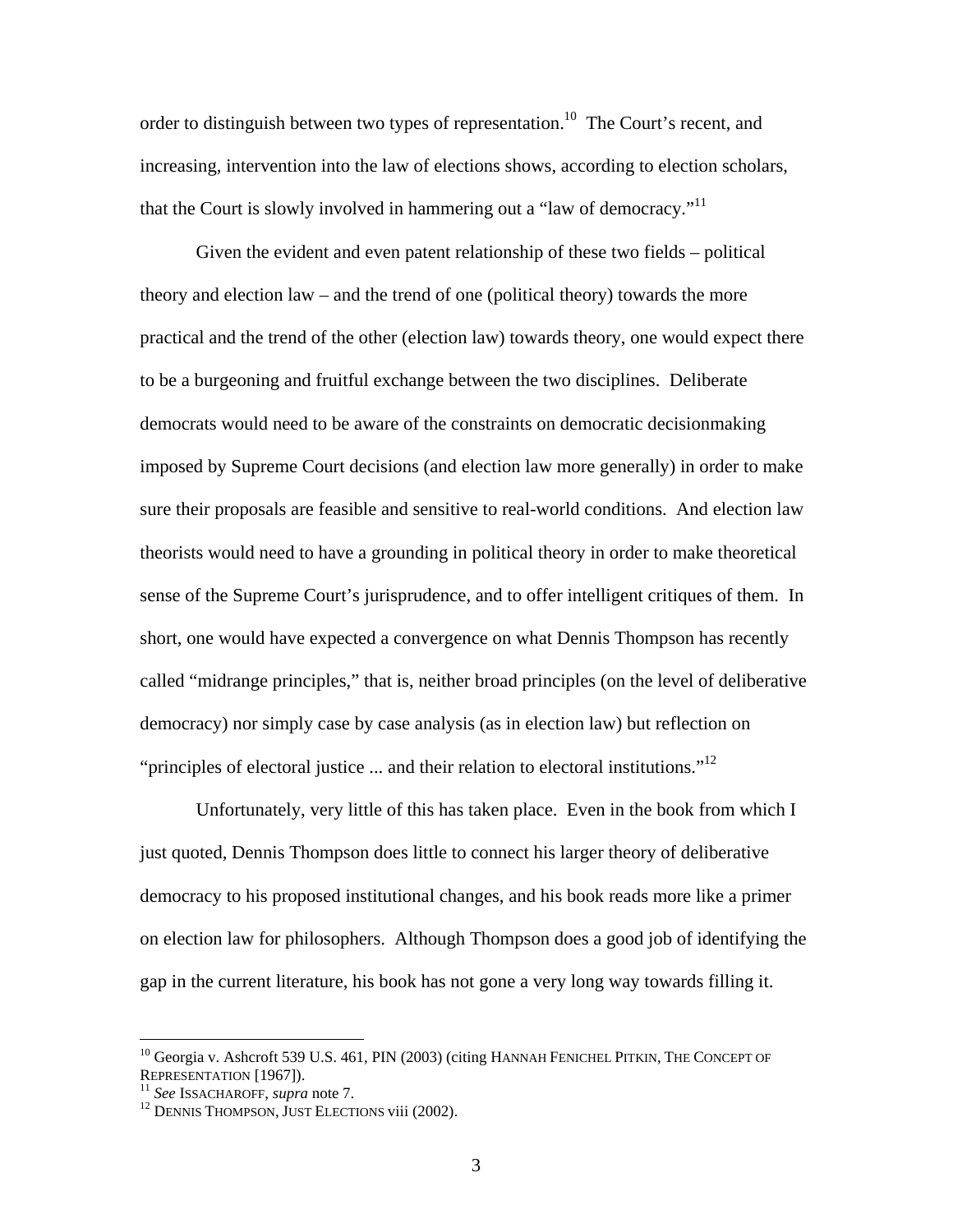order to distinguish between two types of representation.[10] The Court's recent, and increasing, intervention into the law of elections shows, according to election scholars, that the Court is slowly involved in hammering out a "law of democracy."[11]

Given the evident and even patent relationship of these two fields – political theory and election law – and the trend of one (political theory) towards the more practical and the trend of the other (election law) towards theory, one would expect there to be a burgeoning and fruitful exchange between the two disciplines. Deliberate democrats would need to be aware of the constraints on democratic decisionmaking imposed by Supreme Court decisions (and election law more generally) in order to make sure their proposals are feasible and sensitive to real-world conditions. And election law theorists would need to have a grounding in political theory in order to make theoretical sense of the Supreme Court's jurisprudence, and to offer intelligent critiques of them. In short, one would have expected a convergence on what Dennis Thompson has recently called "midrange principles," that is, neither broad principles (on the level of deliberative democracy) nor simply case by case analysis (as in election law) but reflection on "principles of electoral justice ... and their relation to electoral institutions."[12]

Unfortunately, very little of this has taken place. Even in the book from which I just quoted, Dennis Thompson does little to connect his larger theory of deliberative democracy to his proposed institutional changes, and his book reads more like a primer on election law for philosophers. Although Thompson does a good job of identifying the gap in the current literature, his book has not gone a very long way towards filling it.

---

[10] Georgia v. Ashcroft 539 U.S. 461, PIN (2003) (citing HANNAH FENICHEL PITKIN, THE CONCEPT OF REPRESENTATION [1967]).

[11] *See* ISSACHAROFF, *supra* note 7.

[12] DENNIS THOMPSON, JUST ELECTIONS viii (2002).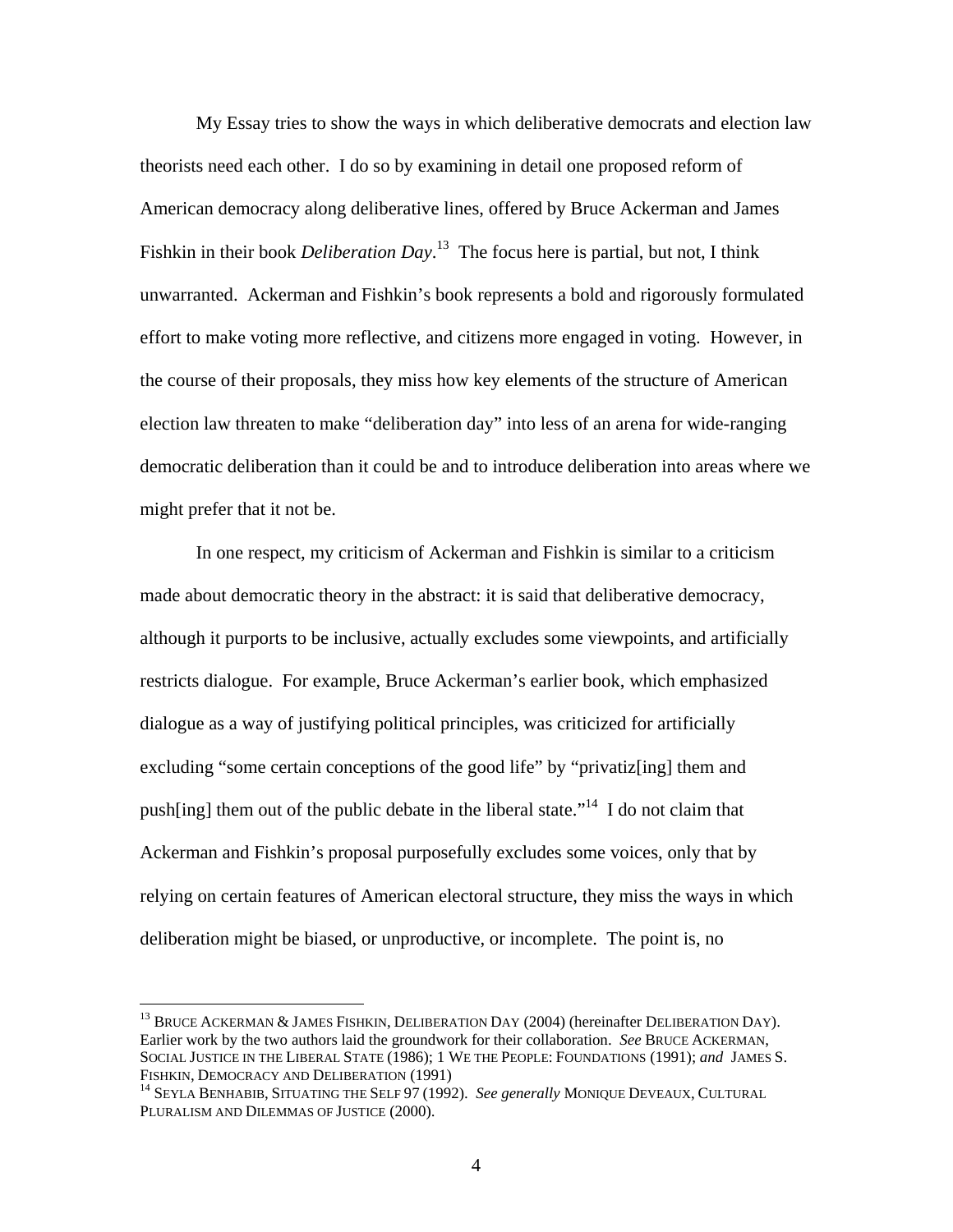My Essay tries to show the ways in which deliberative democrats and election law theorists need each other. I do so by examining in detail one proposed reform of American democracy along deliberative lines, offered by Bruce Ackerman and James Fishkin in their book *Deliberation Day*.[13] The focus here is partial, but not, I think unwarranted. Ackerman and Fishkin's book represents a bold and rigorously formulated effort to make voting more reflective, and citizens more engaged in voting. However, in the course of their proposals, they miss how key elements of the structure of American election law threaten to make "deliberation day" into less of an arena for wide-ranging democratic deliberation than it could be and to introduce deliberation into areas where we might prefer that it not be.

In one respect, my criticism of Ackerman and Fishkin is similar to a criticism made about democratic theory in the abstract: it is said that deliberative democracy, although it purports to be inclusive, actually excludes some viewpoints, and artificially restricts dialogue. For example, Bruce Ackerman's earlier book, which emphasized dialogue as a way of justifying political principles, was criticized for artificially excluding "some certain conceptions of the good life" by "privatiz[ing] them and push[ing] them out of the public debate in the liberal state."[14] I do not claim that Ackerman and Fishkin's proposal purposefully excludes some voices, only that by relying on certain features of American electoral structure, they miss the ways in which deliberation might be biased, or unproductive, or incomplete. The point is, no

---

[13] BRUCE ACKERMAN & JAMES FISHKIN, DELIBERATION DAY (2004) (hereinafter DELIBERATION DAY). Earlier work by the two authors laid the groundwork for their collaboration. *See* BRUCE ACKERMAN, SOCIAL JUSTICE IN THE LIBERAL STATE (1986); 1 WE THE PEOPLE: FOUNDATIONS (1991); *and* JAMES S. FISHKIN, DEMOCRACY AND DELIBERATION (1991)

[14] SEYLA BENHABIB, SITUATING THE SELF 97 (1992). *See generally* MONIQUE DEVEAUX, CULTURAL PLURALISM AND DILEMMAS OF JUSTICE (2000).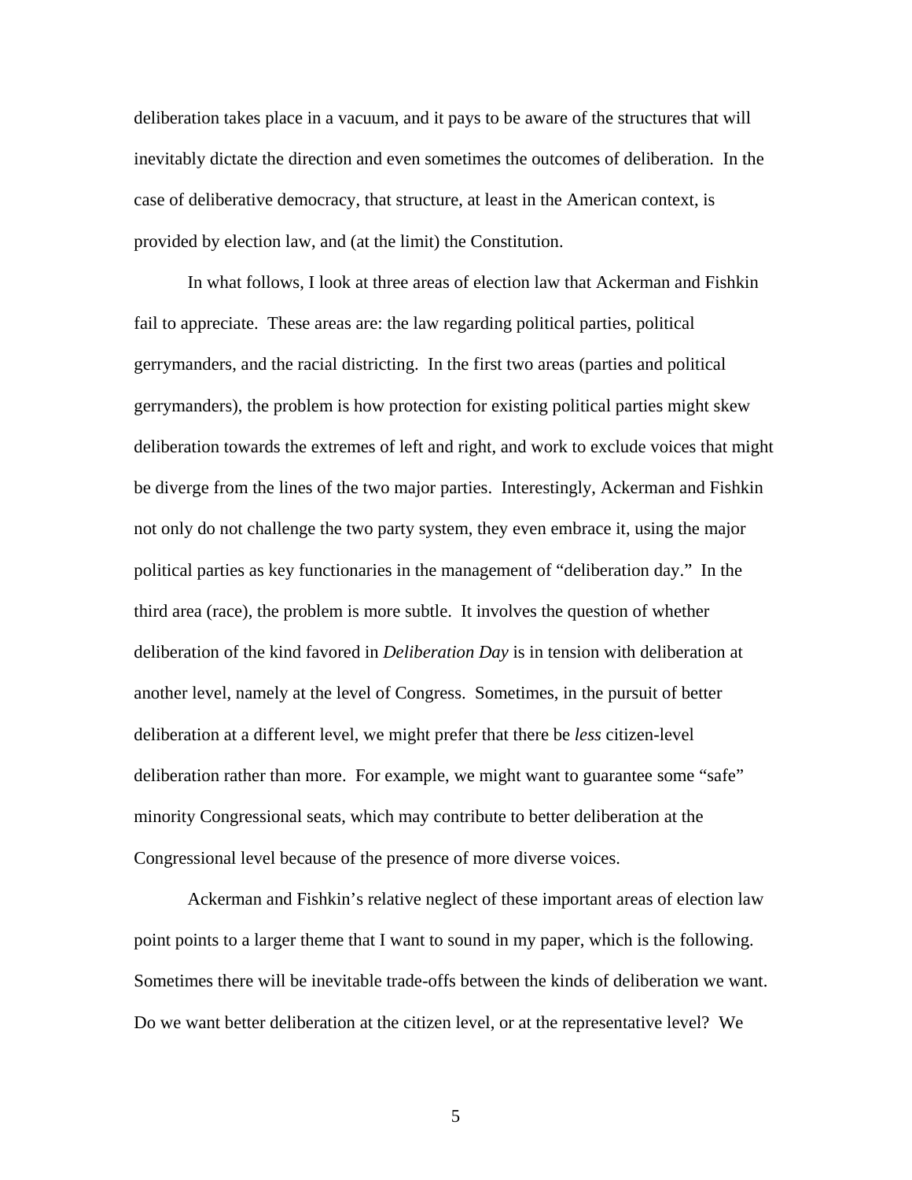deliberation takes place in a vacuum, and it pays to be aware of the structures that will inevitably dictate the direction and even sometimes the outcomes of deliberation. In the case of deliberative democracy, that structure, at least in the American context, is provided by election law, and (at the limit) the Constitution.

In what follows, I look at three areas of election law that Ackerman and Fishkin fail to appreciate. These areas are: the law regarding political parties, political gerrymanders, and the racial districting. In the first two areas (parties and political gerrymanders), the problem is how protection for existing political parties might skew deliberation towards the extremes of left and right, and work to exclude voices that might be diverge from the lines of the two major parties. Interestingly, Ackerman and Fishkin not only do not challenge the two party system, they even embrace it, using the major political parties as key functionaries in the management of "deliberation day." In the third area (race), the problem is more subtle. It involves the question of whether deliberation of the kind favored in *Deliberation Day* is in tension with deliberation at another level, namely at the level of Congress. Sometimes, in the pursuit of better deliberation at a different level, we might prefer that there be *less* citizen-level deliberation rather than more. For example, we might want to guarantee some "safe" minority Congressional seats, which may contribute to better deliberation at the Congressional level because of the presence of more diverse voices.

Ackerman and Fishkin's relative neglect of these important areas of election law point points to a larger theme that I want to sound in my paper, which is the following. Sometimes there will be inevitable trade-offs between the kinds of deliberation we want. Do we want better deliberation at the citizen level, or at the representative level? We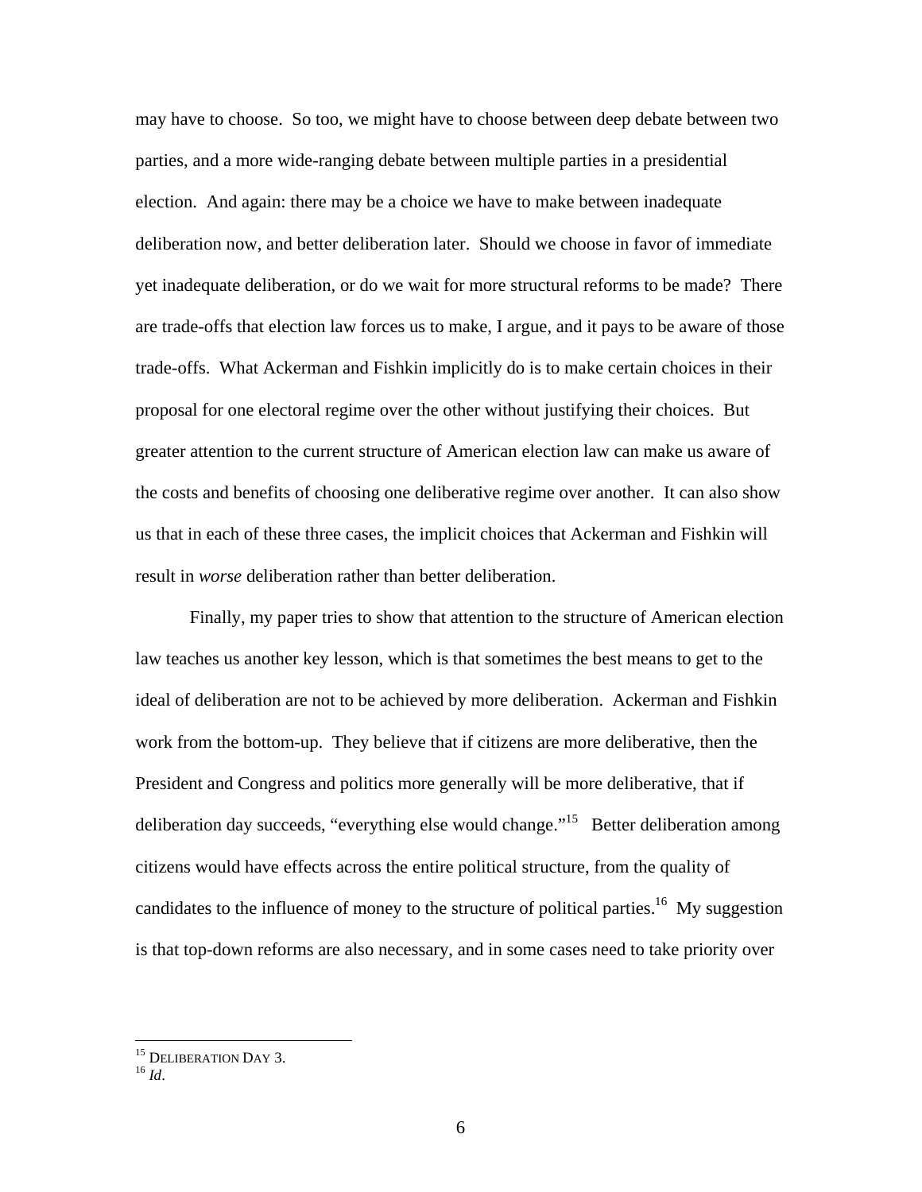may have to choose. So too, we might have to choose between deep debate between two parties, and a more wide-ranging debate between multiple parties in a presidential election. And again: there may be a choice we have to make between inadequate deliberation now, and better deliberation later. Should we choose in favor of immediate yet inadequate deliberation, or do we wait for more structural reforms to be made? There are trade-offs that election law forces us to make, I argue, and it pays to be aware of those trade-offs. What Ackerman and Fishkin implicitly do is to make certain choices in their proposal for one electoral regime over the other without justifying their choices. But greater attention to the current structure of American election law can make us aware of the costs and benefits of choosing one deliberative regime over another. It can also show us that in each of these three cases, the implicit choices that Ackerman and Fishkin will result in *worse* deliberation rather than better deliberation.

Finally, my paper tries to show that attention to the structure of American election law teaches us another key lesson, which is that sometimes the best means to get to the ideal of deliberation are not to be achieved by more deliberation. Ackerman and Fishkin work from the bottom-up. They believe that if citizens are more deliberative, then the President and Congress and politics more generally will be more deliberative, that if deliberation day succeeds, "everything else would change."[15] Better deliberation among citizens would have effects across the entire political structure, from the quality of candidates to the influence of money to the structure of political parties.[16] My suggestion is that top-down reforms are also necessary, and in some cases need to take priority over

---

[15] DELIBERATION DAY 3.

[16] *Id*.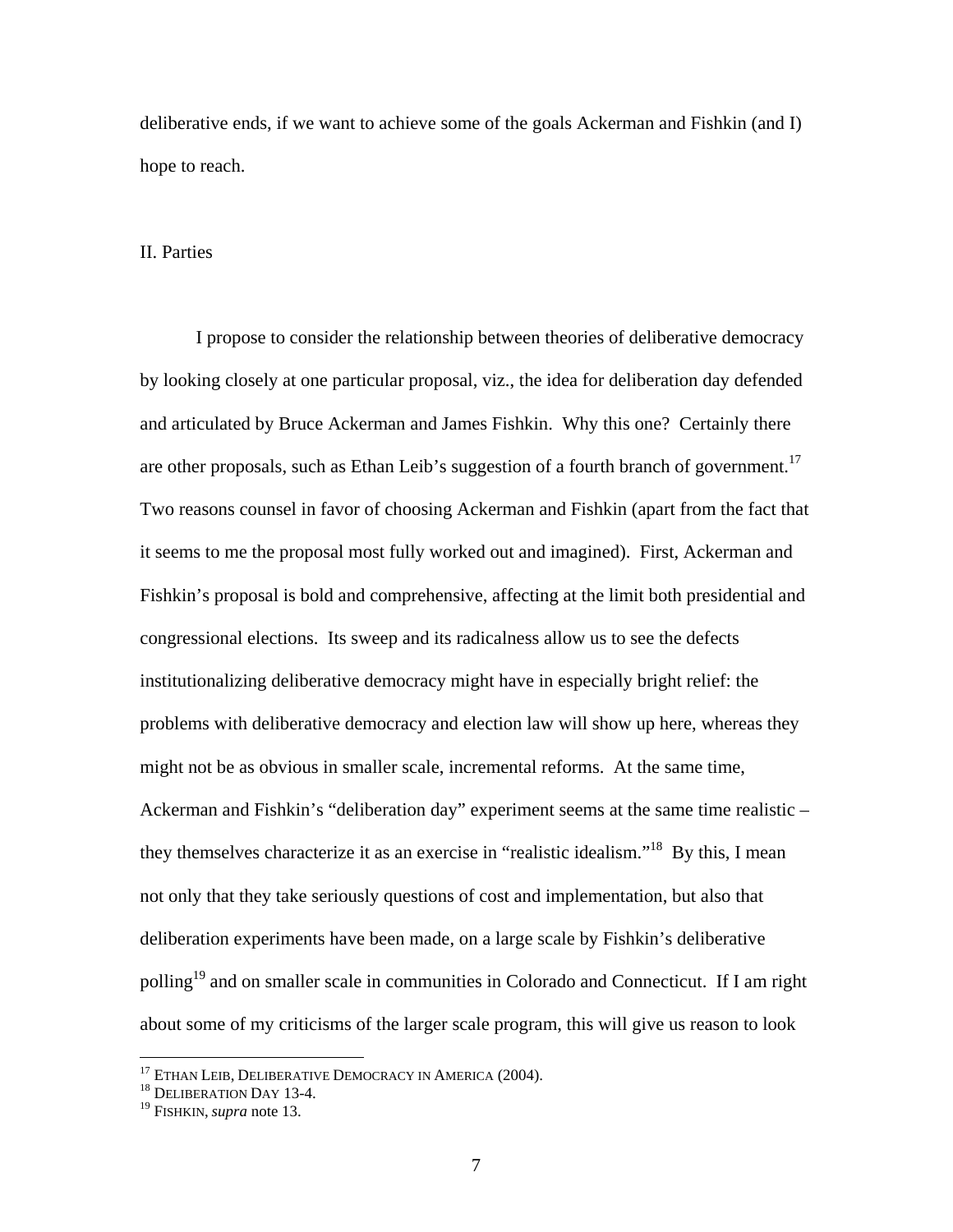deliberative ends, if we want to achieve some of the goals Ackerman and Fishkin (and I) hope to reach.

## II. Parties

I propose to consider the relationship between theories of deliberative democracy by looking closely at one particular proposal, viz., the idea for deliberation day defended and articulated by Bruce Ackerman and James Fishkin. Why this one? Certainly there are other proposals, such as Ethan Leib's suggestion of a fourth branch of government.[17] Two reasons counsel in favor of choosing Ackerman and Fishkin (apart from the fact that it seems to me the proposal most fully worked out and imagined). First, Ackerman and Fishkin's proposal is bold and comprehensive, affecting at the limit both presidential and congressional elections. Its sweep and its radicalness allow us to see the defects institutionalizing deliberative democracy might have in especially bright relief: the problems with deliberative democracy and election law will show up here, whereas they might not be as obvious in smaller scale, incremental reforms. At the same time, Ackerman and Fishkin's "deliberation day" experiment seems at the same time realistic – they themselves characterize it as an exercise in "realistic idealism."[18] By this, I mean not only that they take seriously questions of cost and implementation, but also that deliberation experiments have been made, on a large scale by Fishkin's deliberative polling[19] and on smaller scale in communities in Colorado and Connecticut. If I am right about some of my criticisms of the larger scale program, this will give us reason to look

---

[17] ETHAN LEIB, DELIBERATIVE DEMOCRACY IN AMERICA (2004).

[18] DELIBERATION DAY 13-4.

[19] FISHKIN, *supra* note 13.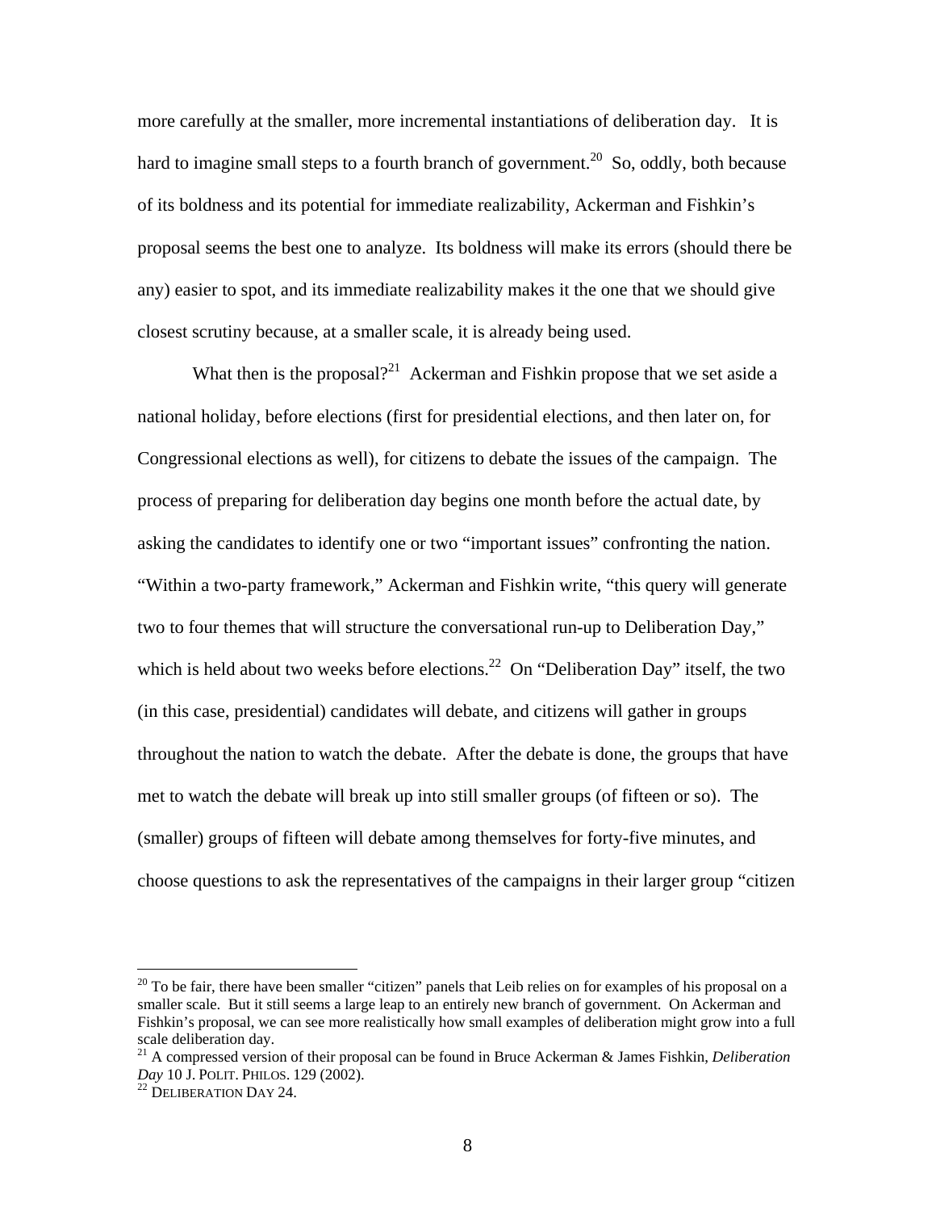more carefully at the smaller, more incremental instantiations of deliberation day. It is hard to imagine small steps to a fourth branch of government.[20] So, oddly, both because of its boldness and its potential for immediate realizability, Ackerman and Fishkin's proposal seems the best one to analyze. Its boldness will make its errors (should there be any) easier to spot, and its immediate realizability makes it the one that we should give closest scrutiny because, at a smaller scale, it is already being used.

What then is the proposal?[21] Ackerman and Fishkin propose that we set aside a national holiday, before elections (first for presidential elections, and then later on, for Congressional elections as well), for citizens to debate the issues of the campaign. The process of preparing for deliberation day begins one month before the actual date, by asking the candidates to identify one or two "important issues" confronting the nation. "Within a two-party framework," Ackerman and Fishkin write, "this query will generate two to four themes that will structure the conversational run-up to Deliberation Day," which is held about two weeks before elections.[22] On "Deliberation Day" itself, the two (in this case, presidential) candidates will debate, and citizens will gather in groups throughout the nation to watch the debate. After the debate is done, the groups that have met to watch the debate will break up into still smaller groups (of fifteen or so). The (smaller) groups of fifteen will debate among themselves for forty-five minutes, and choose questions to ask the representatives of the campaigns in their larger group "citizen

---

[20] To be fair, there have been smaller "citizen" panels that Leib relies on for examples of his proposal on a smaller scale. But it still seems a large leap to an entirely new branch of government. On Ackerman and Fishkin's proposal, we can see more realistically how small examples of deliberation might grow into a full scale deliberation day.

[21] A compressed version of their proposal can be found in Bruce Ackerman & James Fishkin, *Deliberation Day* 10 J. POLIT. PHILOS. 129 (2002).

[22] DELIBERATION DAY 24.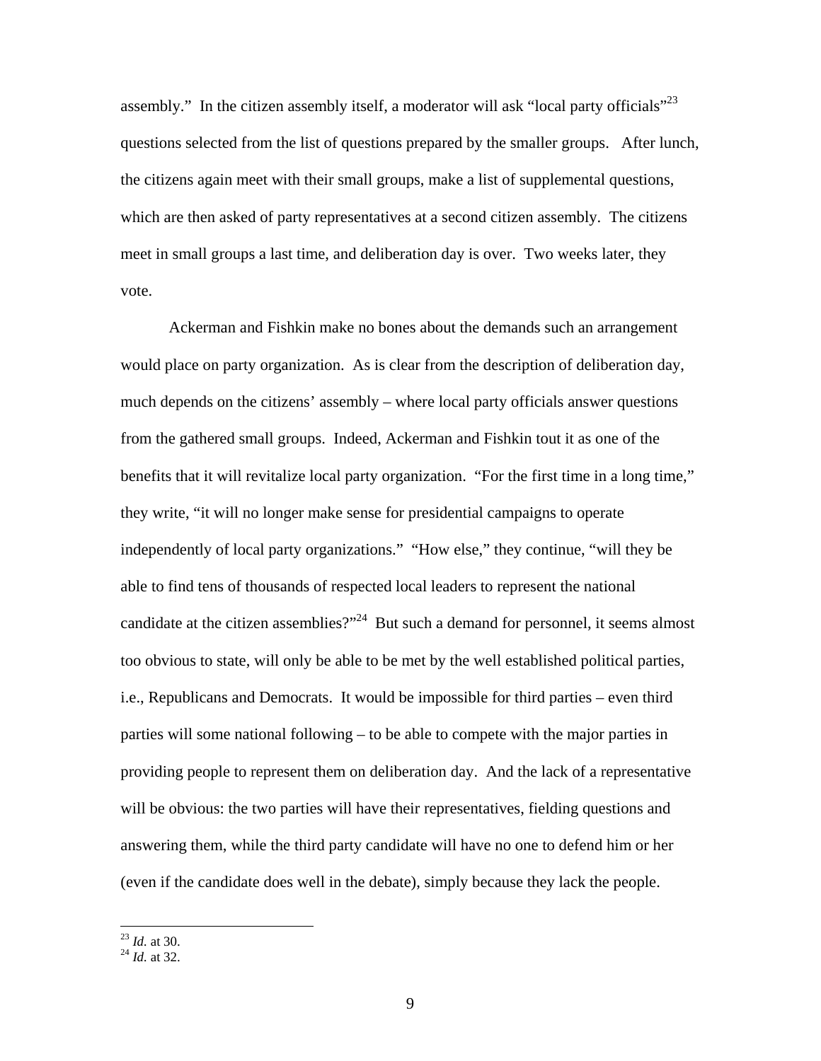assembly." In the citizen assembly itself, a moderator will ask "local party officials"[23] questions selected from the list of questions prepared by the smaller groups. After lunch, the citizens again meet with their small groups, make a list of supplemental questions, which are then asked of party representatives at a second citizen assembly. The citizens meet in small groups a last time, and deliberation day is over. Two weeks later, they vote.

Ackerman and Fishkin make no bones about the demands such an arrangement would place on party organization. As is clear from the description of deliberation day, much depends on the citizens' assembly – where local party officials answer questions from the gathered small groups. Indeed, Ackerman and Fishkin tout it as one of the benefits that it will revitalize local party organization. "For the first time in a long time," they write, "it will no longer make sense for presidential campaigns to operate independently of local party organizations." "How else," they continue, "will they be able to find tens of thousands of respected local leaders to represent the national candidate at the citizen assemblies?"[24] But such a demand for personnel, it seems almost too obvious to state, will only be able to be met by the well established political parties, i.e., Republicans and Democrats. It would be impossible for third parties – even third parties will some national following – to be able to compete with the major parties in providing people to represent them on deliberation day. And the lack of a representative will be obvious: the two parties will have their representatives, fielding questions and answering them, while the third party candidate will have no one to defend him or her (even if the candidate does well in the debate), simply because they lack the people.

---

[23] *Id.* at 30.
[24] *Id.* at 32.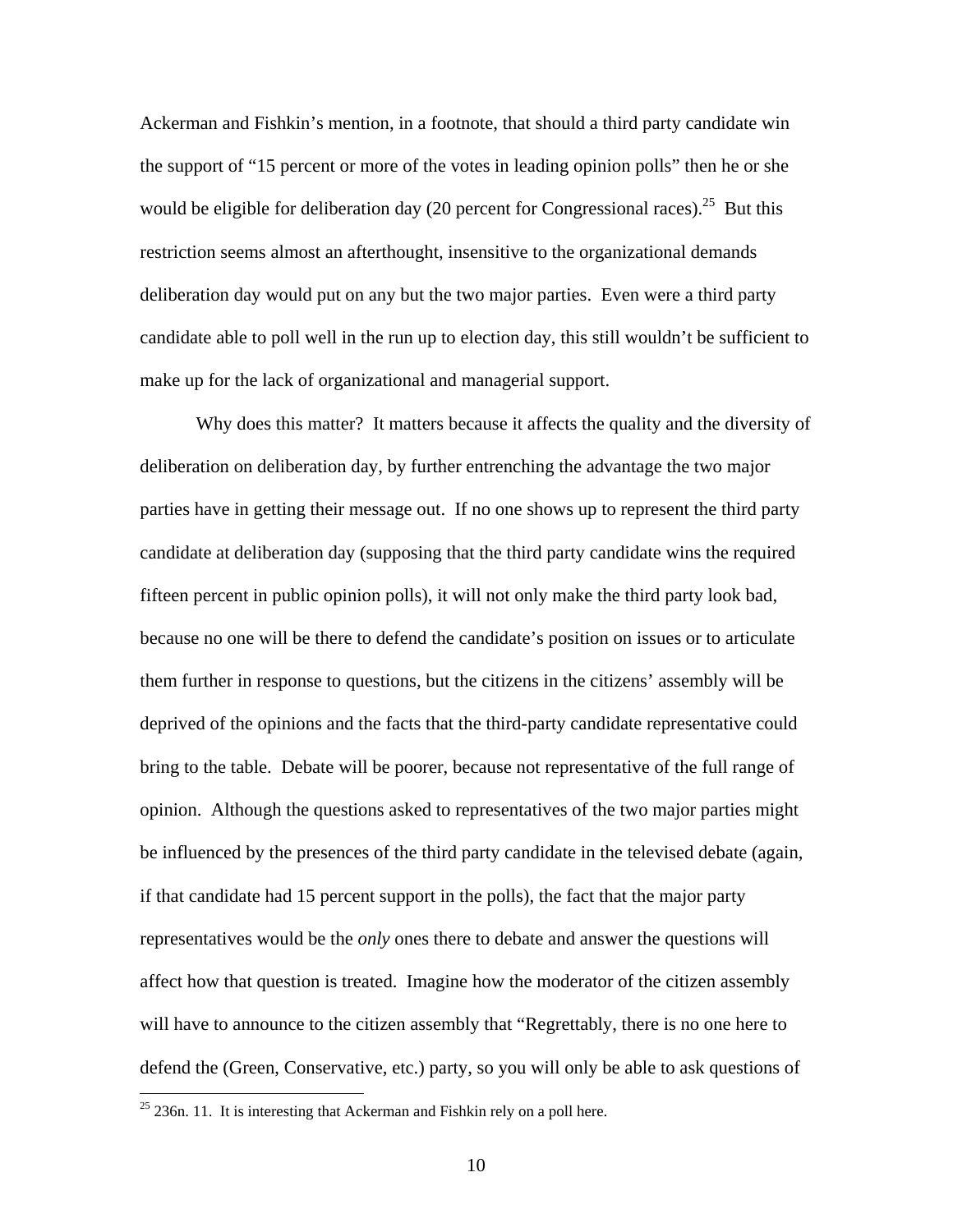Ackerman and Fishkin's mention, in a footnote, that should a third party candidate win the support of "15 percent or more of the votes in leading opinion polls" then he or she would be eligible for deliberation day (20 percent for Congressional races).[25] But this restriction seems almost an afterthought, insensitive to the organizational demands deliberation day would put on any but the two major parties. Even were a third party candidate able to poll well in the run up to election day, this still wouldn't be sufficient to make up for the lack of organizational and managerial support.

Why does this matter? It matters because it affects the quality and the diversity of deliberation on deliberation day, by further entrenching the advantage the two major parties have in getting their message out. If no one shows up to represent the third party candidate at deliberation day (supposing that the third party candidate wins the required fifteen percent in public opinion polls), it will not only make the third party look bad, because no one will be there to defend the candidate's position on issues or to articulate them further in response to questions, but the citizens in the citizens' assembly will be deprived of the opinions and the facts that the third-party candidate representative could bring to the table. Debate will be poorer, because not representative of the full range of opinion. Although the questions asked to representatives of the two major parties might be influenced by the presences of the third party candidate in the televised debate (again, if that candidate had 15 percent support in the polls), the fact that the major party representatives would be the *only* ones there to debate and answer the questions will affect how that question is treated. Imagine how the moderator of the citizen assembly will have to announce to the citizen assembly that "Regrettably, there is no one here to defend the (Green, Conservative, etc.) party, so you will only be able to ask questions of

[25] 236n. 11. It is interesting that Ackerman and Fishkin rely on a poll here.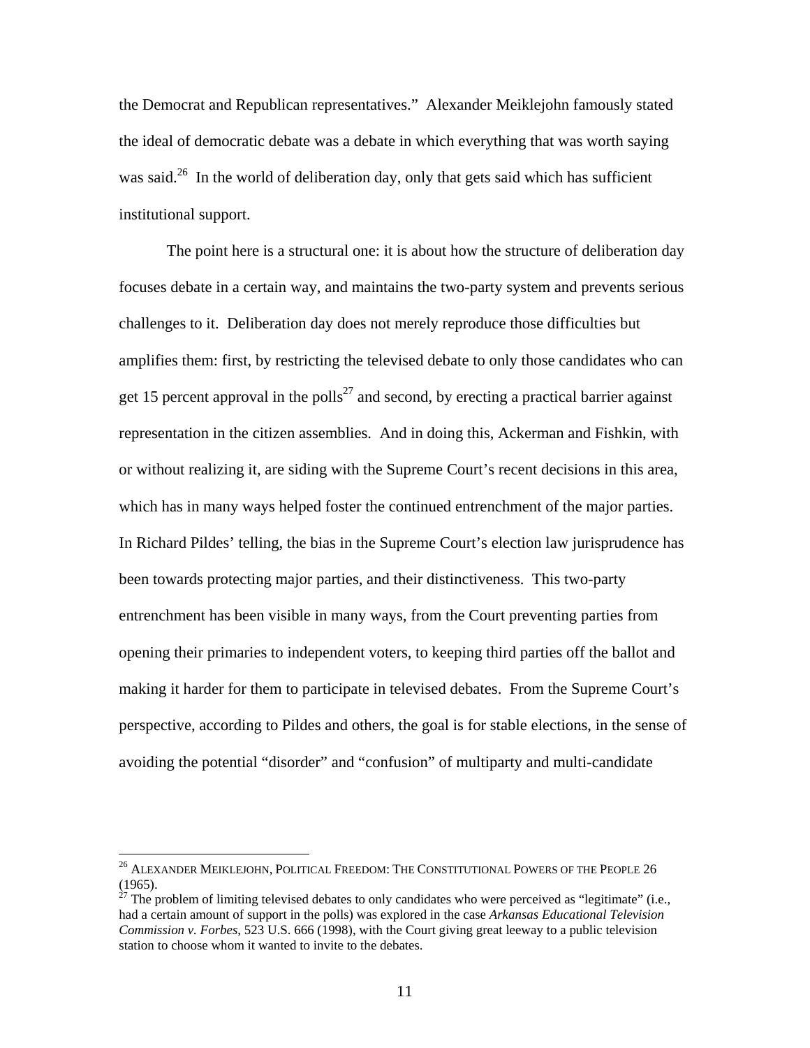the Democrat and Republican representatives." Alexander Meiklejohn famously stated the ideal of democratic debate was a debate in which everything that was worth saying was said.[26] In the world of deliberation day, only that gets said which has sufficient institutional support.

The point here is a structural one: it is about how the structure of deliberation day focuses debate in a certain way, and maintains the two-party system and prevents serious challenges to it. Deliberation day does not merely reproduce those difficulties but amplifies them: first, by restricting the televised debate to only those candidates who can get 15 percent approval in the polls[27] and second, by erecting a practical barrier against representation in the citizen assemblies. And in doing this, Ackerman and Fishkin, with or without realizing it, are siding with the Supreme Court's recent decisions in this area, which has in many ways helped foster the continued entrenchment of the major parties. In Richard Pildes' telling, the bias in the Supreme Court's election law jurisprudence has been towards protecting major parties, and their distinctiveness. This two-party entrenchment has been visible in many ways, from the Court preventing parties from opening their primaries to independent voters, to keeping third parties off the ballot and making it harder for them to participate in televised debates. From the Supreme Court's perspective, according to Pildes and others, the goal is for stable elections, in the sense of avoiding the potential "disorder" and "confusion" of multiparty and multi-candidate

---

[26] ALEXANDER MEIKLEJOHN, POLITICAL FREEDOM: THE CONSTITUTIONAL POWERS OF THE PEOPLE 26 (1965).

[27] The problem of limiting televised debates to only candidates who were perceived as "legitimate" (i.e., had a certain amount of support in the polls) was explored in the case *Arkansas Educational Television Commission v. Forbes*, 523 U.S. 666 (1998), with the Court giving great leeway to a public television station to choose whom it wanted to invite to the debates.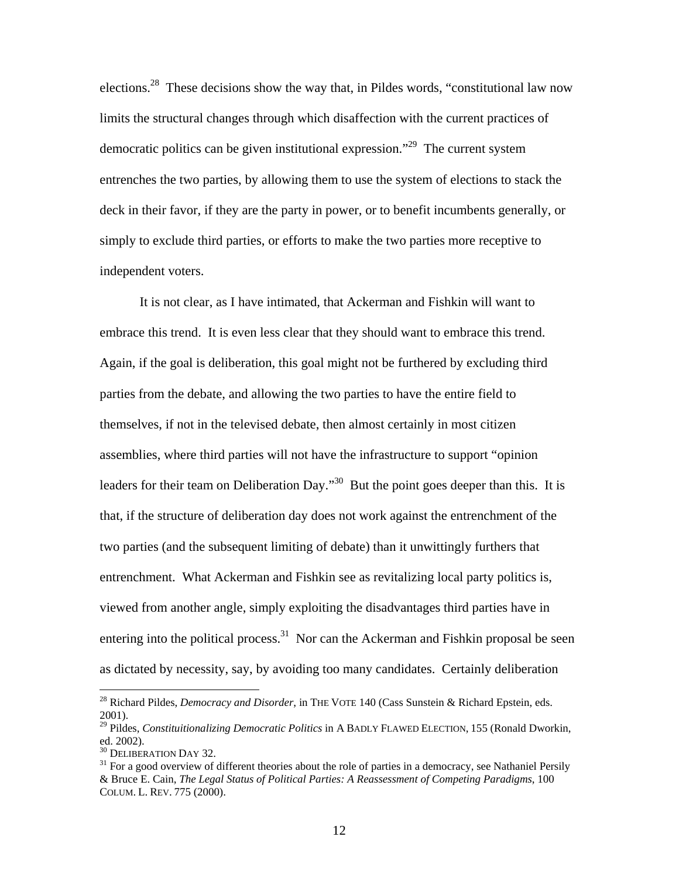elections.[28] These decisions show the way that, in Pildes words, "constitutional law now limits the structural changes through which disaffection with the current practices of democratic politics can be given institutional expression."[29] The current system entrenches the two parties, by allowing them to use the system of elections to stack the deck in their favor, if they are the party in power, or to benefit incumbents generally, or simply to exclude third parties, or efforts to make the two parties more receptive to independent voters.

It is not clear, as I have intimated, that Ackerman and Fishkin will want to embrace this trend. It is even less clear that they should want to embrace this trend. Again, if the goal is deliberation, this goal might not be furthered by excluding third parties from the debate, and allowing the two parties to have the entire field to themselves, if not in the televised debate, then almost certainly in most citizen assemblies, where third parties will not have the infrastructure to support "opinion leaders for their team on Deliberation Day."[30] But the point goes deeper than this. It is that, if the structure of deliberation day does not work against the entrenchment of the two parties (and the subsequent limiting of debate) than it unwittingly furthers that entrenchment. What Ackerman and Fishkin see as revitalizing local party politics is, viewed from another angle, simply exploiting the disadvantages third parties have in entering into the political process.[31] Nor can the Ackerman and Fishkin proposal be seen as dictated by necessity, say, by avoiding too many candidates. Certainly deliberation

---

[28] Richard Pildes, *Democracy and Disorder*, in THE VOTE 140 (Cass Sunstein & Richard Epstein, eds. 2001).

[29] Pildes, *Constituitionalizing Democratic Politics* in A BADLY FLAWED ELECTION, 155 (Ronald Dworkin, ed. 2002).

[30] DELIBERATION DAY 32.

[31] For a good overview of different theories about the role of parties in a democracy, see Nathaniel Persily & Bruce E. Cain, *The Legal Status of Political Parties: A Reassessment of Competing Paradigms*, 100 COLUM. L. REV. 775 (2000).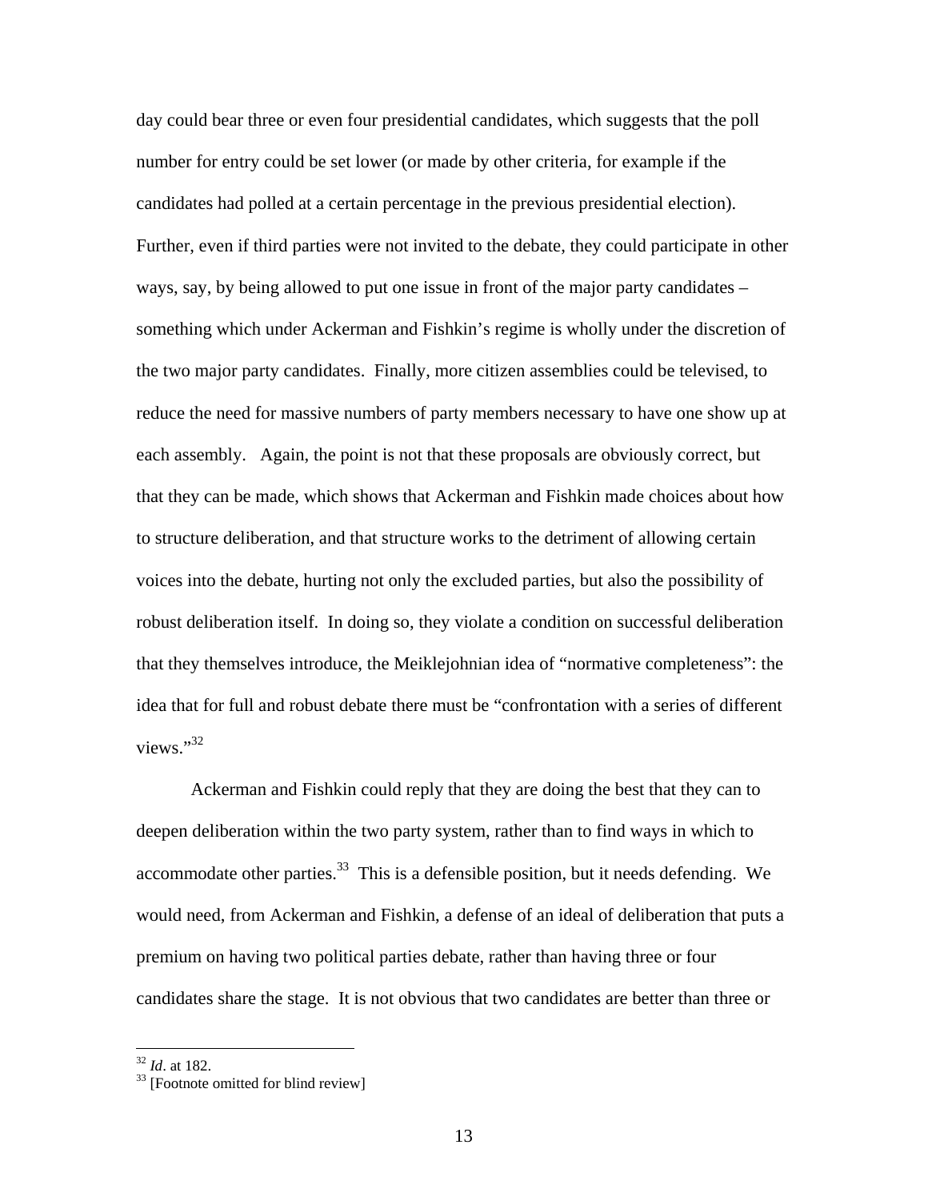day could bear three or even four presidential candidates, which suggests that the poll number for entry could be set lower (or made by other criteria, for example if the candidates had polled at a certain percentage in the previous presidential election). Further, even if third parties were not invited to the debate, they could participate in other ways, say, by being allowed to put one issue in front of the major party candidates – something which under Ackerman and Fishkin's regime is wholly under the discretion of the two major party candidates. Finally, more citizen assemblies could be televised, to reduce the need for massive numbers of party members necessary to have one show up at each assembly. Again, the point is not that these proposals are obviously correct, but that they can be made, which shows that Ackerman and Fishkin made choices about how to structure deliberation, and that structure works to the detriment of allowing certain voices into the debate, hurting not only the excluded parties, but also the possibility of robust deliberation itself. In doing so, they violate a condition on successful deliberation that they themselves introduce, the Meiklejohnian idea of "normative completeness": the idea that for full and robust debate there must be "confrontation with a series of different views."[32]

Ackerman and Fishkin could reply that they are doing the best that they can to deepen deliberation within the two party system, rather than to find ways in which to accommodate other parties.[33] This is a defensible position, but it needs defending. We would need, from Ackerman and Fishkin, a defense of an ideal of deliberation that puts a premium on having two political parties debate, rather than having three or four candidates share the stage. It is not obvious that two candidates are better than three or

---

[32] *Id*. at 182.

[33] [Footnote omitted for blind review]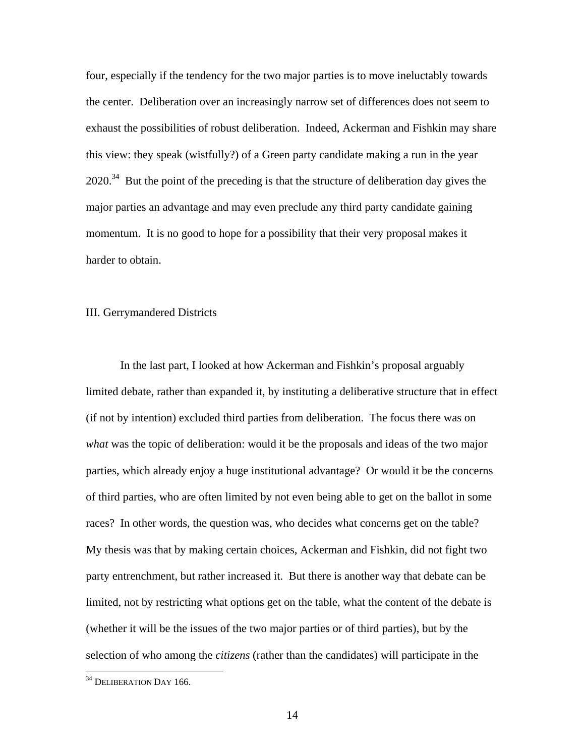four, especially if the tendency for the two major parties is to move ineluctably towards the center. Deliberation over an increasingly narrow set of differences does not seem to exhaust the possibilities of robust deliberation. Indeed, Ackerman and Fishkin may share this view: they speak (wistfully?) of a Green party candidate making a run in the year 2020.[34] But the point of the preceding is that the structure of deliberation day gives the major parties an advantage and may even preclude any third party candidate gaining momentum. It is no good to hope for a possibility that their very proposal makes it harder to obtain.

## III. Gerrymandered Districts

In the last part, I looked at how Ackerman and Fishkin's proposal arguably limited debate, rather than expanded it, by instituting a deliberative structure that in effect (if not by intention) excluded third parties from deliberation. The focus there was on *what* was the topic of deliberation: would it be the proposals and ideas of the two major parties, which already enjoy a huge institutional advantage? Or would it be the concerns of third parties, who are often limited by not even being able to get on the ballot in some races? In other words, the question was, who decides what concerns get on the table? My thesis was that by making certain choices, Ackerman and Fishkin, did not fight two party entrenchment, but rather increased it. But there is another way that debate can be limited, not by restricting what options get on the table, what the content of the debate is (whether it will be the issues of the two major parties or of third parties), but by the selection of who among the *citizens* (rather than the candidates) will participate in the

[34] DELIBERATION DAY 166.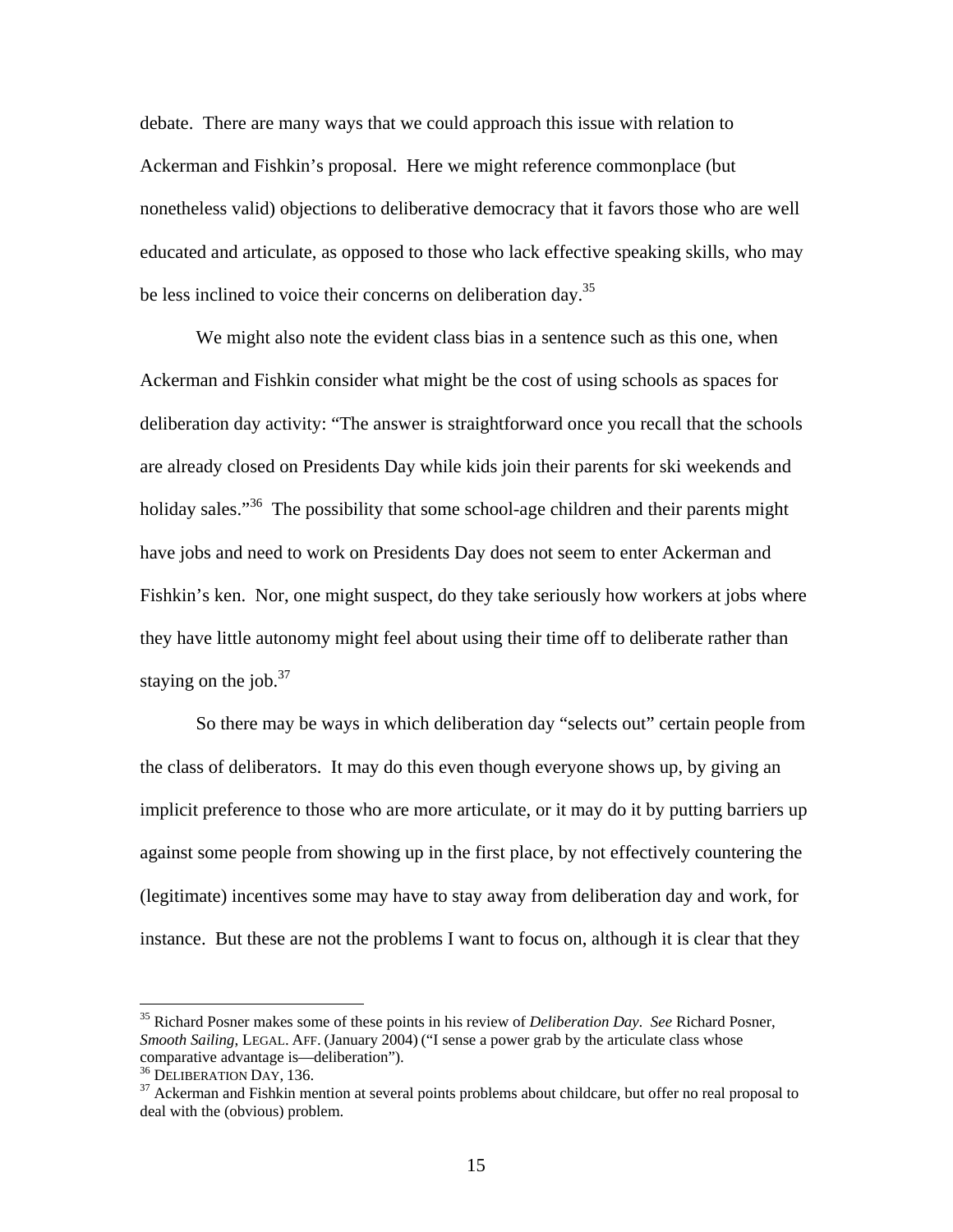debate. There are many ways that we could approach this issue with relation to Ackerman and Fishkin's proposal. Here we might reference commonplace (but nonetheless valid) objections to deliberative democracy that it favors those who are well educated and articulate, as opposed to those who lack effective speaking skills, who may be less inclined to voice their concerns on deliberation day.[35]

We might also note the evident class bias in a sentence such as this one, when Ackerman and Fishkin consider what might be the cost of using schools as spaces for deliberation day activity: "The answer is straightforward once you recall that the schools are already closed on Presidents Day while kids join their parents for ski weekends and holiday sales."[36] The possibility that some school-age children and their parents might have jobs and need to work on Presidents Day does not seem to enter Ackerman and Fishkin's ken. Nor, one might suspect, do they take seriously how workers at jobs where they have little autonomy might feel about using their time off to deliberate rather than staying on the job.[37]

So there may be ways in which deliberation day "selects out" certain people from the class of deliberators. It may do this even though everyone shows up, by giving an implicit preference to those who are more articulate, or it may do it by putting barriers up against some people from showing up in the first place, by not effectively countering the (legitimate) incentives some may have to stay away from deliberation day and work, for instance. But these are not the problems I want to focus on, although it is clear that they

---

[35] Richard Posner makes some of these points in his review of *Deliberation Day*. *See* Richard Posner, *Smooth Sailing*, LEGAL. AFF. (January 2004) ("I sense a power grab by the articulate class whose comparative advantage is—deliberation").

[36] DELIBERATION DAY, 136.

[37] Ackerman and Fishkin mention at several points problems about childcare, but offer no real proposal to deal with the (obvious) problem.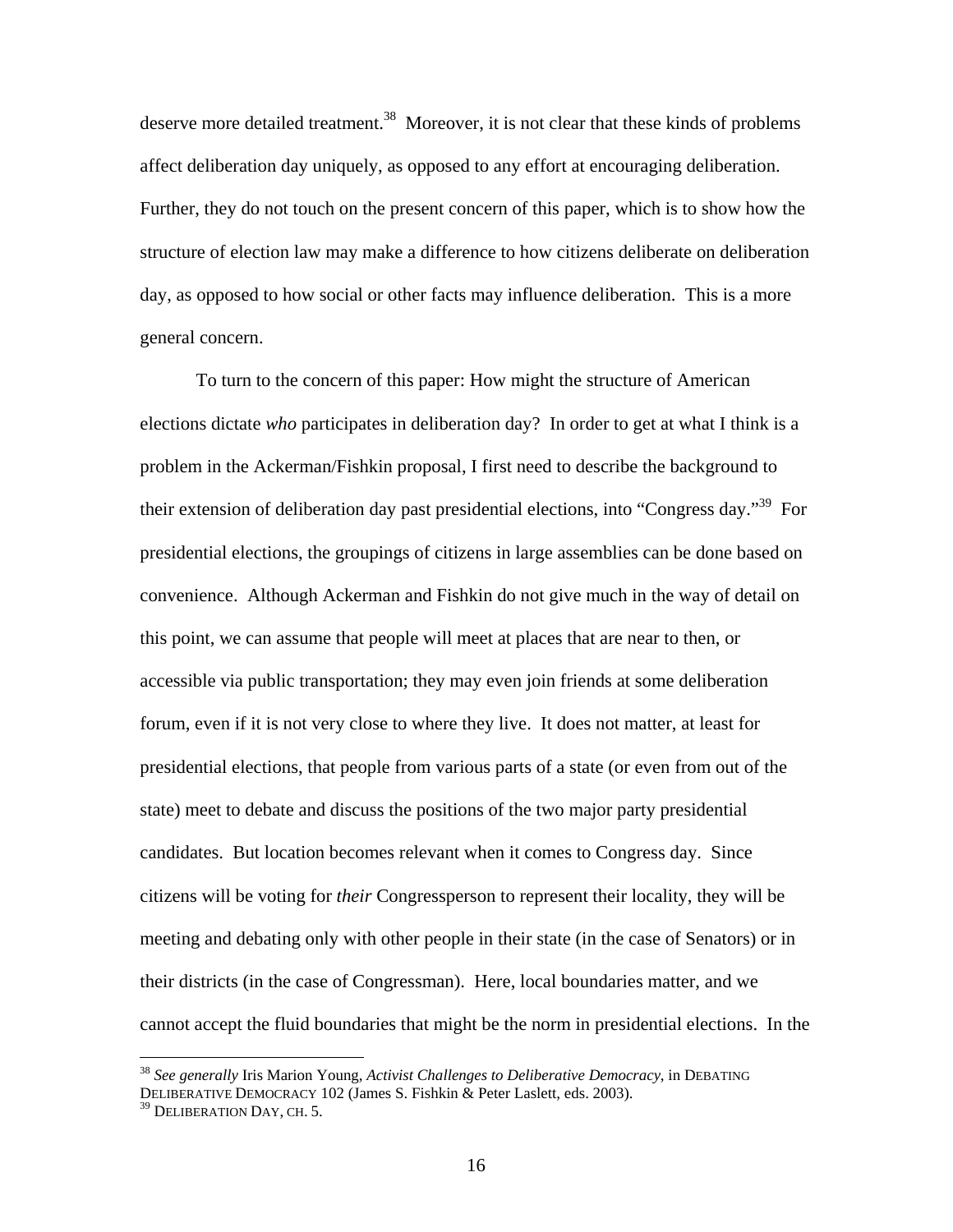deserve more detailed treatment.[38] Moreover, it is not clear that these kinds of problems affect deliberation day uniquely, as opposed to any effort at encouraging deliberation. Further, they do not touch on the present concern of this paper, which is to show how the structure of election law may make a difference to how citizens deliberate on deliberation day, as opposed to how social or other facts may influence deliberation. This is a more general concern.

To turn to the concern of this paper: How might the structure of American elections dictate *who* participates in deliberation day? In order to get at what I think is a problem in the Ackerman/Fishkin proposal, I first need to describe the background to their extension of deliberation day past presidential elections, into "Congress day."[39] For presidential elections, the groupings of citizens in large assemblies can be done based on convenience. Although Ackerman and Fishkin do not give much in the way of detail on this point, we can assume that people will meet at places that are near to then, or accessible via public transportation; they may even join friends at some deliberation forum, even if it is not very close to where they live. It does not matter, at least for presidential elections, that people from various parts of a state (or even from out of the state) meet to debate and discuss the positions of the two major party presidential candidates. But location becomes relevant when it comes to Congress day. Since citizens will be voting for *their* Congressperson to represent their locality, they will be meeting and debating only with other people in their state (in the case of Senators) or in their districts (in the case of Congressman). Here, local boundaries matter, and we cannot accept the fluid boundaries that might be the norm in presidential elections. In the

---

[38] *See generally* Iris Marion Young, *Activist Challenges to Deliberative Democracy*, in DEBATING DELIBERATIVE DEMOCRACY 102 (James S. Fishkin & Peter Laslett, eds. 2003).

[39] DELIBERATION DAY, CH. 5.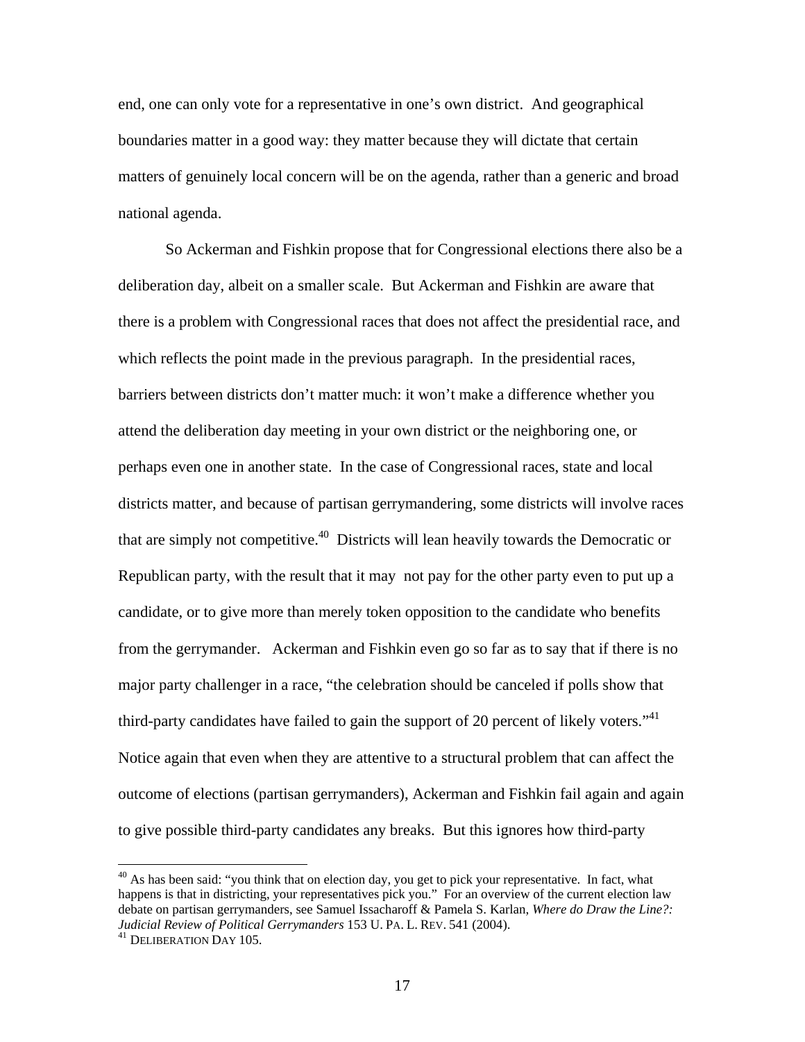end, one can only vote for a representative in one's own district. And geographical boundaries matter in a good way: they matter because they will dictate that certain matters of genuinely local concern will be on the agenda, rather than a generic and broad national agenda.

So Ackerman and Fishkin propose that for Congressional elections there also be a deliberation day, albeit on a smaller scale. But Ackerman and Fishkin are aware that there is a problem with Congressional races that does not affect the presidential race, and which reflects the point made in the previous paragraph. In the presidential races, barriers between districts don't matter much: it won't make a difference whether you attend the deliberation day meeting in your own district or the neighboring one, or perhaps even one in another state. In the case of Congressional races, state and local districts matter, and because of partisan gerrymandering, some districts will involve races that are simply not competitive.[40] Districts will lean heavily towards the Democratic or Republican party, with the result that it may not pay for the other party even to put up a candidate, or to give more than merely token opposition to the candidate who benefits from the gerrymander. Ackerman and Fishkin even go so far as to say that if there is no major party challenger in a race, "the celebration should be canceled if polls show that third-party candidates have failed to gain the support of 20 percent of likely voters."[41] Notice again that even when they are attentive to a structural problem that can affect the outcome of elections (partisan gerrymanders), Ackerman and Fishkin fail again and again to give possible third-party candidates any breaks. But this ignores how third-party

[40] As has been said: "you think that on election day, you get to pick your representative. In fact, what happens is that in districting, your representatives pick you." For an overview of the current election law debate on partisan gerrymanders, see Samuel Issacharoff & Pamela S. Karlan, *Where do Draw the Line?: Judicial Review of Political Gerrymanders* 153 U. PA. L. REV. 541 (2004).

[41] DELIBERATION DAY 105.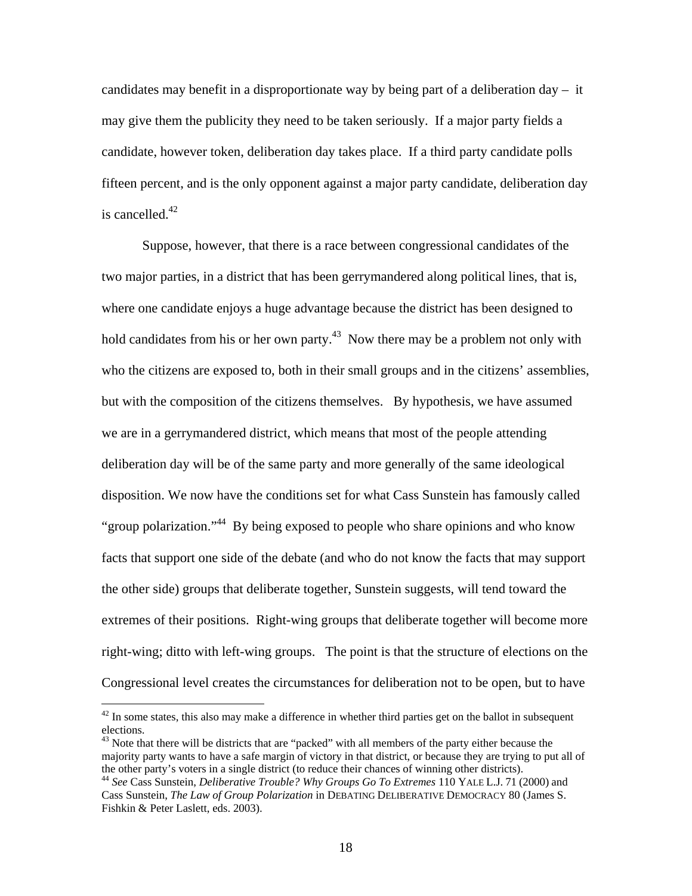candidates may benefit in a disproportionate way by being part of a deliberation day – it may give them the publicity they need to be taken seriously. If a major party fields a candidate, however token, deliberation day takes place. If a third party candidate polls fifteen percent, and is the only opponent against a major party candidate, deliberation day is cancelled.[42]

Suppose, however, that there is a race between congressional candidates of the two major parties, in a district that has been gerrymandered along political lines, that is, where one candidate enjoys a huge advantage because the district has been designed to hold candidates from his or her own party.[43] Now there may be a problem not only with who the citizens are exposed to, both in their small groups and in the citizens' assemblies, but with the composition of the citizens themselves. By hypothesis, we have assumed we are in a gerrymandered district, which means that most of the people attending deliberation day will be of the same party and more generally of the same ideological disposition. We now have the conditions set for what Cass Sunstein has famously called "group polarization."[44] By being exposed to people who share opinions and who know facts that support one side of the debate (and who do not know the facts that may support the other side) groups that deliberate together, Sunstein suggests, will tend toward the extremes of their positions. Right-wing groups that deliberate together will become more right-wing; ditto with left-wing groups. The point is that the structure of elections on the Congressional level creates the circumstances for deliberation not to be open, but to have

---

[42] In some states, this also may make a difference in whether third parties get on the ballot in subsequent elections.

[43] Note that there will be districts that are "packed" with all members of the party either because the majority party wants to have a safe margin of victory in that district, or because they are trying to put all of the other party's voters in a single district (to reduce their chances of winning other districts).

[44] *See* Cass Sunstein, *Deliberative Trouble? Why Groups Go To Extremes* 110 YALE L.J. 71 (2000) and Cass Sunstein, *The Law of Group Polarization* in DEBATING DELIBERATIVE DEMOCRACY 80 (James S. Fishkin & Peter Laslett, eds. 2003).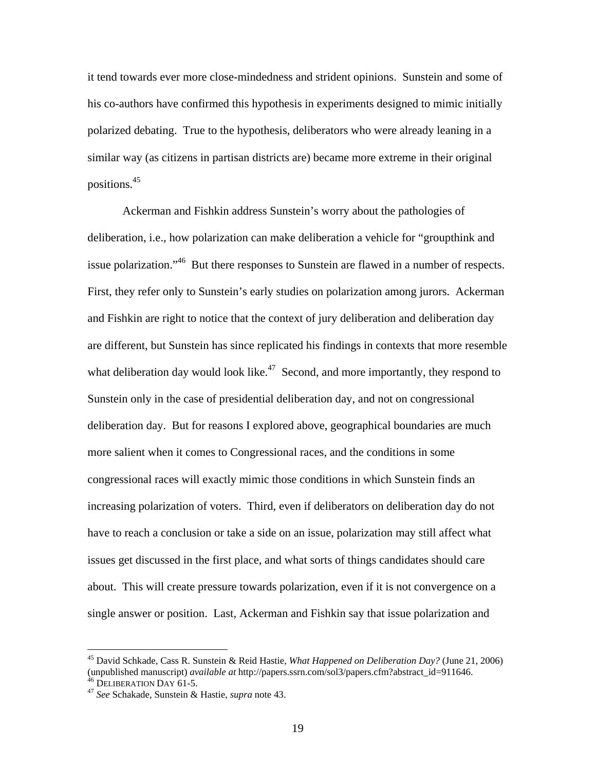it tend towards ever more close-mindedness and strident opinions. Sunstein and some of his co-authors have confirmed this hypothesis in experiments designed to mimic initially polarized debating. True to the hypothesis, deliberators who were already leaning in a similar way (as citizens in partisan districts are) became more extreme in their original positions.[45]

Ackerman and Fishkin address Sunstein's worry about the pathologies of deliberation, i.e., how polarization can make deliberation a vehicle for "groupthink and issue polarization."[46] But there responses to Sunstein are flawed in a number of respects. First, they refer only to Sunstein's early studies on polarization among jurors. Ackerman and Fishkin are right to notice that the context of jury deliberation and deliberation day are different, but Sunstein has since replicated his findings in contexts that more resemble what deliberation day would look like.[47] Second, and more importantly, they respond to Sunstein only in the case of presidential deliberation day, and not on congressional deliberation day. But for reasons I explored above, geographical boundaries are much more salient when it comes to Congressional races, and the conditions in some congressional races will exactly mimic those conditions in which Sunstein finds an increasing polarization of voters. Third, even if deliberators on deliberation day do not have to reach a conclusion or take a side on an issue, polarization may still affect what issues get discussed in the first place, and what sorts of things candidates should care about. This will create pressure towards polarization, even if it is not convergence on a single answer or position. Last, Ackerman and Fishkin say that issue polarization and

---

[45] David Schkade, Cass R. Sunstein & Reid Hastie, *What Happened on Deliberation Day?* (June 21, 2006) (unpublished manuscript) *available at* http://papers.ssrn.com/sol3/papers.cfm?abstract_id=911646.

[46] DELIBERATION DAY 61-5.

[47] *See* Schakade, Sunstein & Hastie, *supra* note 43.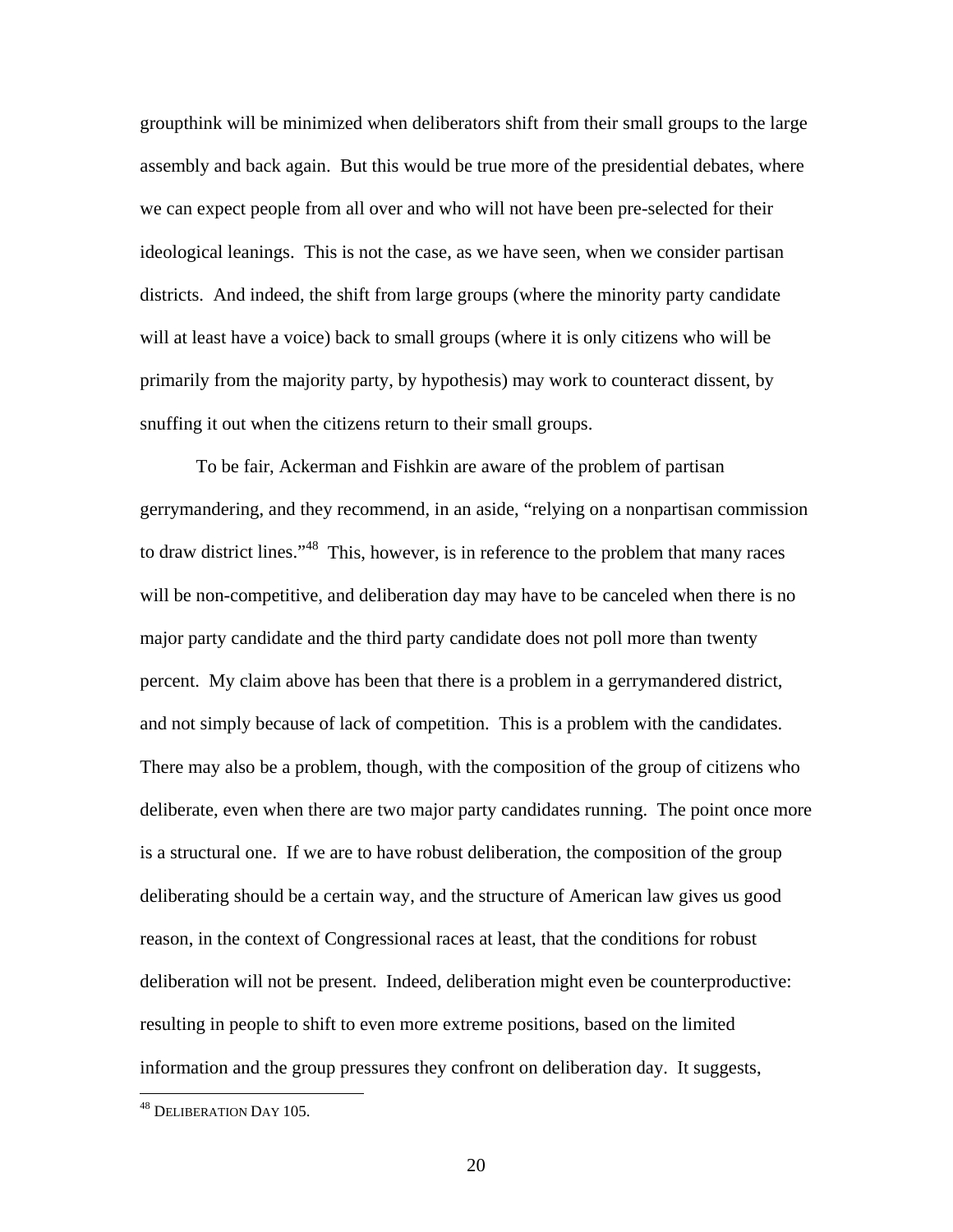groupthink will be minimized when deliberators shift from their small groups to the large assembly and back again. But this would be true more of the presidential debates, where we can expect people from all over and who will not have been pre-selected for their ideological leanings. This is not the case, as we have seen, when we consider partisan districts. And indeed, the shift from large groups (where the minority party candidate will at least have a voice) back to small groups (where it is only citizens who will be primarily from the majority party, by hypothesis) may work to counteract dissent, by snuffing it out when the citizens return to their small groups.

To be fair, Ackerman and Fishkin are aware of the problem of partisan gerrymandering, and they recommend, in an aside, "relying on a nonpartisan commission to draw district lines."[48] This, however, is in reference to the problem that many races will be non-competitive, and deliberation day may have to be canceled when there is no major party candidate and the third party candidate does not poll more than twenty percent. My claim above has been that there is a problem in a gerrymandered district, and not simply because of lack of competition. This is a problem with the candidates. There may also be a problem, though, with the composition of the group of citizens who deliberate, even when there are two major party candidates running. The point once more is a structural one. If we are to have robust deliberation, the composition of the group deliberating should be a certain way, and the structure of American law gives us good reason, in the context of Congressional races at least, that the conditions for robust deliberation will not be present. Indeed, deliberation might even be counterproductive: resulting in people to shift to even more extreme positions, based on the limited information and the group pressures they confront on deliberation day. It suggests,

[48] DELIBERATION DAY 105.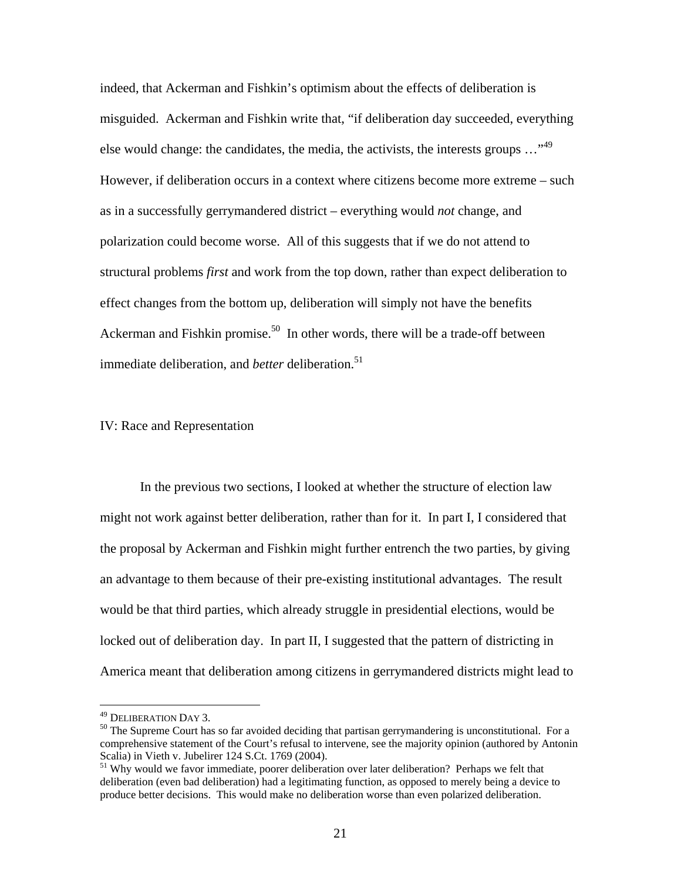indeed, that Ackerman and Fishkin's optimism about the effects of deliberation is misguided. Ackerman and Fishkin write that, "if deliberation day succeeded, everything else would change: the candidates, the media, the activists, the interests groups …"[49] However, if deliberation occurs in a context where citizens become more extreme – such as in a successfully gerrymandered district – everything would *not* change, and polarization could become worse. All of this suggests that if we do not attend to structural problems *first* and work from the top down, rather than expect deliberation to effect changes from the bottom up, deliberation will simply not have the benefits Ackerman and Fishkin promise.[50] In other words, there will be a trade-off between immediate deliberation, and *better* deliberation.[51]

## IV: Race and Representation

In the previous two sections, I looked at whether the structure of election law might not work against better deliberation, rather than for it. In part I, I considered that the proposal by Ackerman and Fishkin might further entrench the two parties, by giving an advantage to them because of their pre-existing institutional advantages. The result would be that third parties, which already struggle in presidential elections, would be locked out of deliberation day. In part II, I suggested that the pattern of districting in America meant that deliberation among citizens in gerrymandered districts might lead to

---

[49] DELIBERATION DAY 3.

[50] The Supreme Court has so far avoided deciding that partisan gerrymandering is unconstitutional. For a comprehensive statement of the Court's refusal to intervene, see the majority opinion (authored by Antonin Scalia) in Vieth v. Jubelirer 124 S.Ct. 1769 (2004).

[51] Why would we favor immediate, poorer deliberation over later deliberation? Perhaps we felt that deliberation (even bad deliberation) had a legitimating function, as opposed to merely being a device to produce better decisions. This would make no deliberation worse than even polarized deliberation.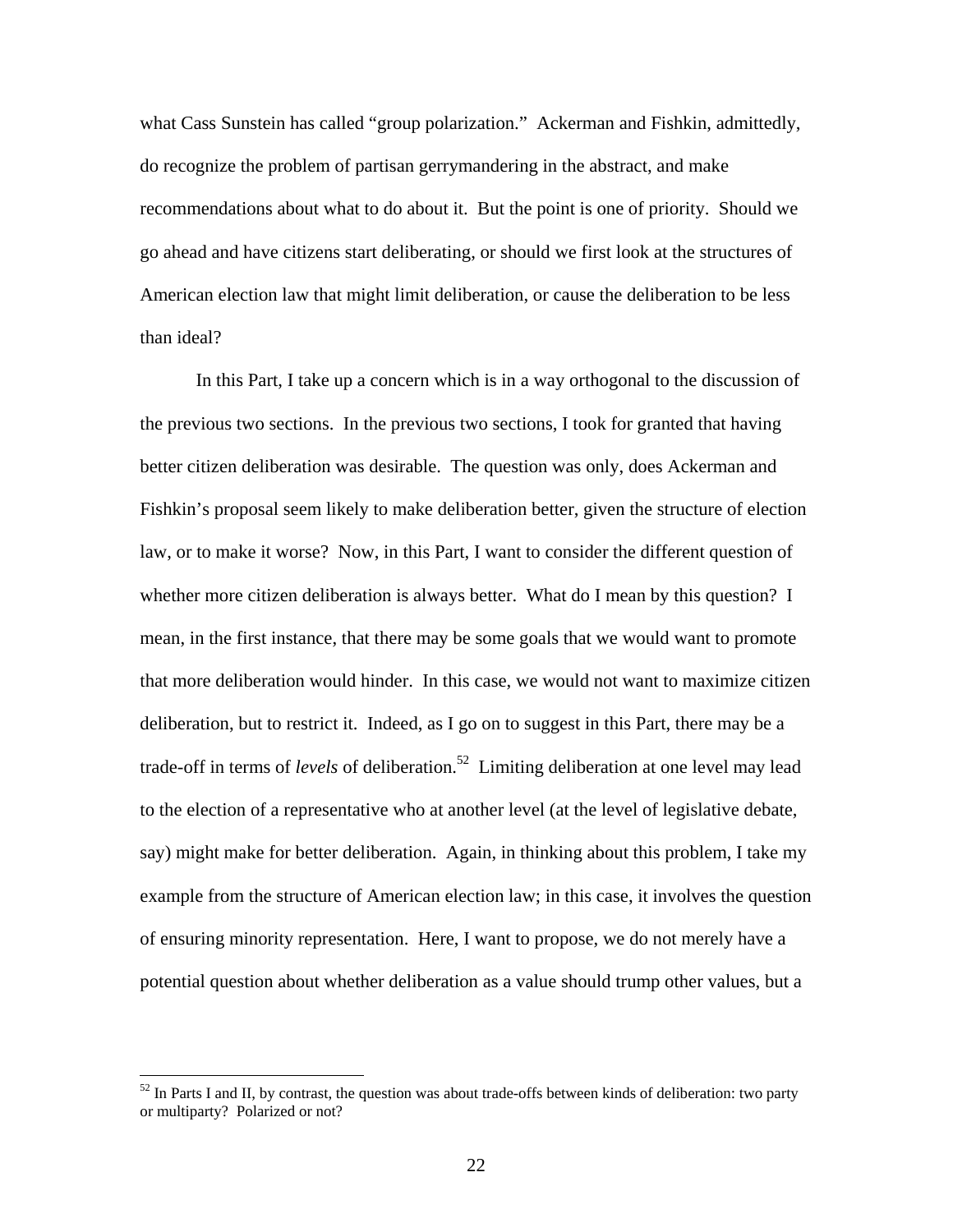what Cass Sunstein has called "group polarization." Ackerman and Fishkin, admittedly, do recognize the problem of partisan gerrymandering in the abstract, and make recommendations about what to do about it. But the point is one of priority. Should we go ahead and have citizens start deliberating, or should we first look at the structures of American election law that might limit deliberation, or cause the deliberation to be less than ideal?

In this Part, I take up a concern which is in a way orthogonal to the discussion of the previous two sections. In the previous two sections, I took for granted that having better citizen deliberation was desirable. The question was only, does Ackerman and Fishkin's proposal seem likely to make deliberation better, given the structure of election law, or to make it worse? Now, in this Part, I want to consider the different question of whether more citizen deliberation is always better. What do I mean by this question? I mean, in the first instance, that there may be some goals that we would want to promote that more deliberation would hinder. In this case, we would not want to maximize citizen deliberation, but to restrict it. Indeed, as I go on to suggest in this Part, there may be a trade-off in terms of *levels* of deliberation.[52] Limiting deliberation at one level may lead to the election of a representative who at another level (at the level of legislative debate, say) might make for better deliberation. Again, in thinking about this problem, I take my example from the structure of American election law; in this case, it involves the question of ensuring minority representation. Here, I want to propose, we do not merely have a potential question about whether deliberation as a value should trump other values, but a

---

[52] In Parts I and II, by contrast, the question was about trade-offs between kinds of deliberation: two party or multiparty? Polarized or not?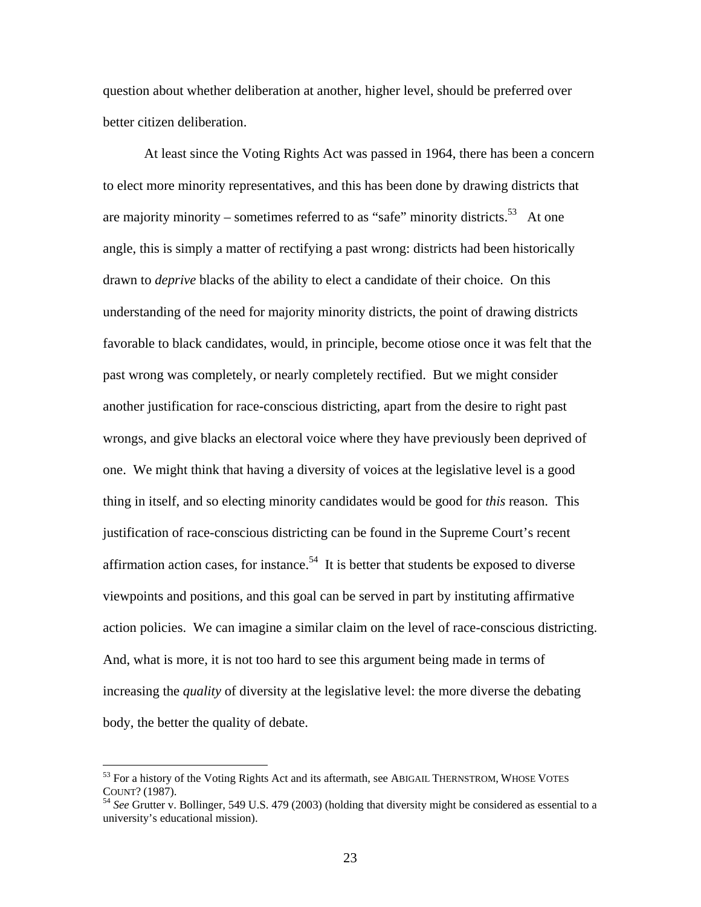question about whether deliberation at another, higher level, should be preferred over better citizen deliberation.

At least since the Voting Rights Act was passed in 1964, there has been a concern to elect more minority representatives, and this has been done by drawing districts that are majority minority – sometimes referred to as "safe" minority districts.[53] At one angle, this is simply a matter of rectifying a past wrong: districts had been historically drawn to *deprive* blacks of the ability to elect a candidate of their choice. On this understanding of the need for majority minority districts, the point of drawing districts favorable to black candidates, would, in principle, become otiose once it was felt that the past wrong was completely, or nearly completely rectified. But we might consider another justification for race-conscious districting, apart from the desire to right past wrongs, and give blacks an electoral voice where they have previously been deprived of one. We might think that having a diversity of voices at the legislative level is a good thing in itself, and so electing minority candidates would be good for *this* reason. This justification of race-conscious districting can be found in the Supreme Court's recent affirmation action cases, for instance.[54] It is better that students be exposed to diverse viewpoints and positions, and this goal can be served in part by instituting affirmative action policies. We can imagine a similar claim on the level of race-conscious districting. And, what is more, it is not too hard to see this argument being made in terms of increasing the *quality* of diversity at the legislative level: the more diverse the debating body, the better the quality of debate.

---

[53] For a history of the Voting Rights Act and its aftermath, see ABIGAIL THERNSTROM, WHOSE VOTES COUNT? (1987).

[54] *See* Grutter v. Bollinger, 549 U.S. 479 (2003) (holding that diversity might be considered as essential to a university's educational mission).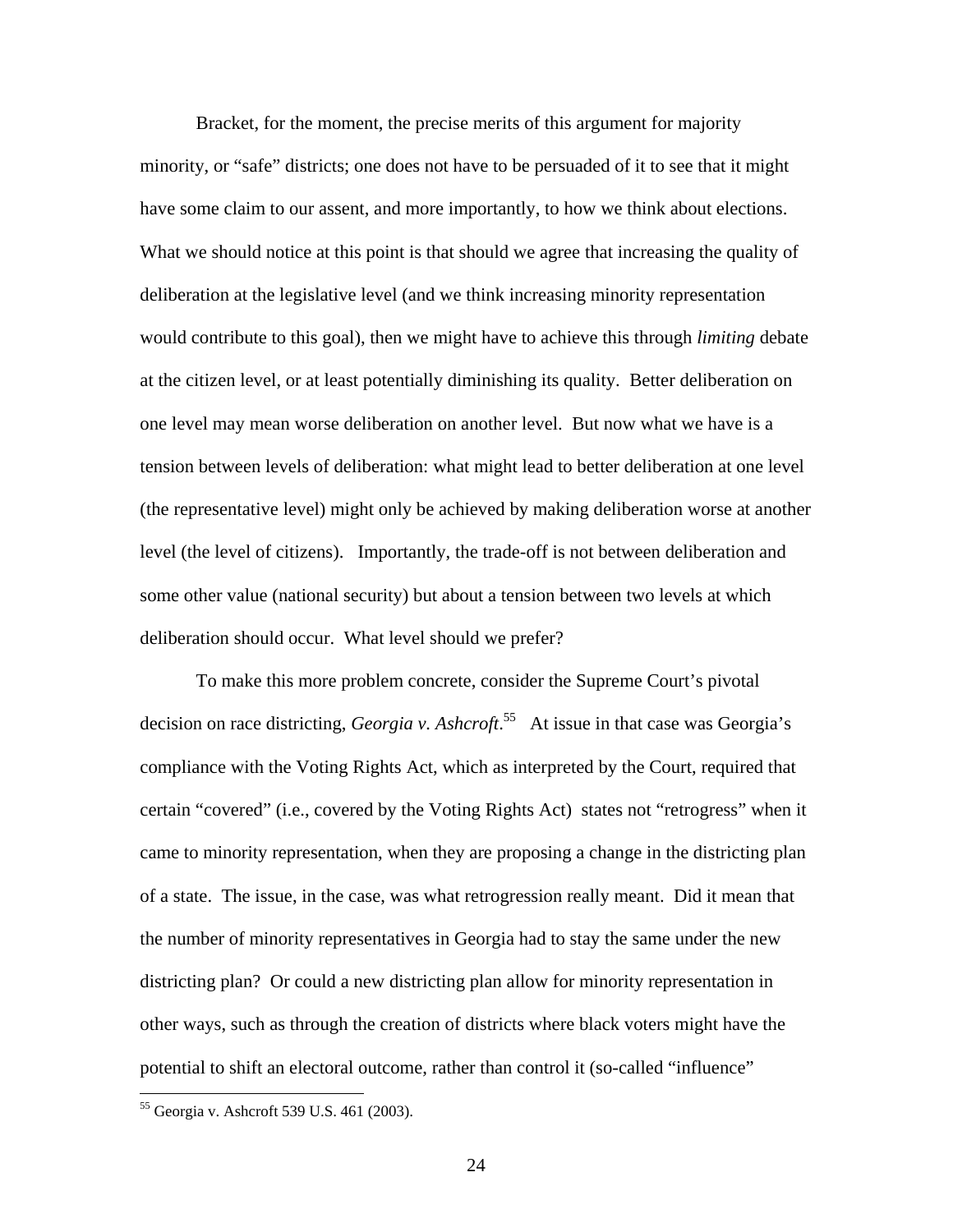Bracket, for the moment, the precise merits of this argument for majority minority, or "safe" districts; one does not have to be persuaded of it to see that it might have some claim to our assent, and more importantly, to how we think about elections. What we should notice at this point is that should we agree that increasing the quality of deliberation at the legislative level (and we think increasing minority representation would contribute to this goal), then we might have to achieve this through *limiting* debate at the citizen level, or at least potentially diminishing its quality. Better deliberation on one level may mean worse deliberation on another level. But now what we have is a tension between levels of deliberation: what might lead to better deliberation at one level (the representative level) might only be achieved by making deliberation worse at another level (the level of citizens). Importantly, the trade-off is not between deliberation and some other value (national security) but about a tension between two levels at which deliberation should occur. What level should we prefer?

To make this more problem concrete, consider the Supreme Court's pivotal decision on race districting, *Georgia v. Ashcroft*.[55] At issue in that case was Georgia's compliance with the Voting Rights Act, which as interpreted by the Court, required that certain "covered" (i.e., covered by the Voting Rights Act) states not "retrogress" when it came to minority representation, when they are proposing a change in the districting plan of a state. The issue, in the case, was what retrogression really meant. Did it mean that the number of minority representatives in Georgia had to stay the same under the new districting plan? Or could a new districting plan allow for minority representation in other ways, such as through the creation of districts where black voters might have the potential to shift an electoral outcome, rather than control it (so-called "influence"

[55] Georgia v. Ashcroft 539 U.S. 461 (2003).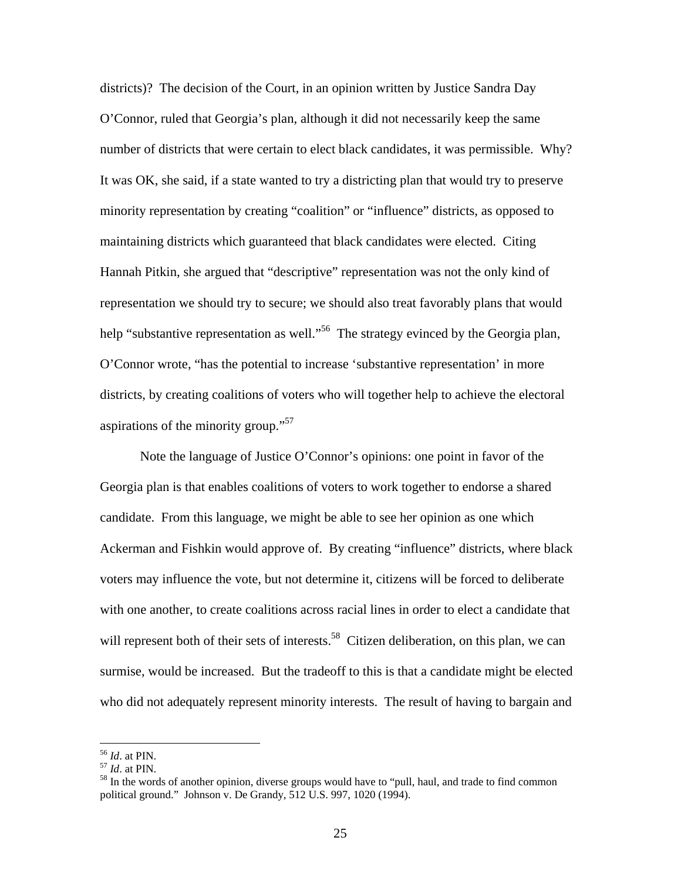districts)? The decision of the Court, in an opinion written by Justice Sandra Day O'Connor, ruled that Georgia's plan, although it did not necessarily keep the same number of districts that were certain to elect black candidates, it was permissible. Why? It was OK, she said, if a state wanted to try a districting plan that would try to preserve minority representation by creating "coalition" or "influence" districts, as opposed to maintaining districts which guaranteed that black candidates were elected. Citing Hannah Pitkin, she argued that "descriptive" representation was not the only kind of representation we should try to secure; we should also treat favorably plans that would help "substantive representation as well."[56] The strategy evinced by the Georgia plan, O'Connor wrote, "has the potential to increase 'substantive representation' in more districts, by creating coalitions of voters who will together help to achieve the electoral aspirations of the minority group."[57]

Note the language of Justice O'Connor's opinions: one point in favor of the Georgia plan is that enables coalitions of voters to work together to endorse a shared candidate. From this language, we might be able to see her opinion as one which Ackerman and Fishkin would approve of. By creating "influence" districts, where black voters may influence the vote, but not determine it, citizens will be forced to deliberate with one another, to create coalitions across racial lines in order to elect a candidate that will represent both of their sets of interests.[58] Citizen deliberation, on this plan, we can surmise, would be increased. But the tradeoff to this is that a candidate might be elected who did not adequately represent minority interests. The result of having to bargain and

---

[56] *Id*. at PIN.

[57] *Id*. at PIN.

[58] In the words of another opinion, diverse groups would have to "pull, haul, and trade to find common political ground." Johnson v. De Grandy, 512 U.S. 997, 1020 (1994).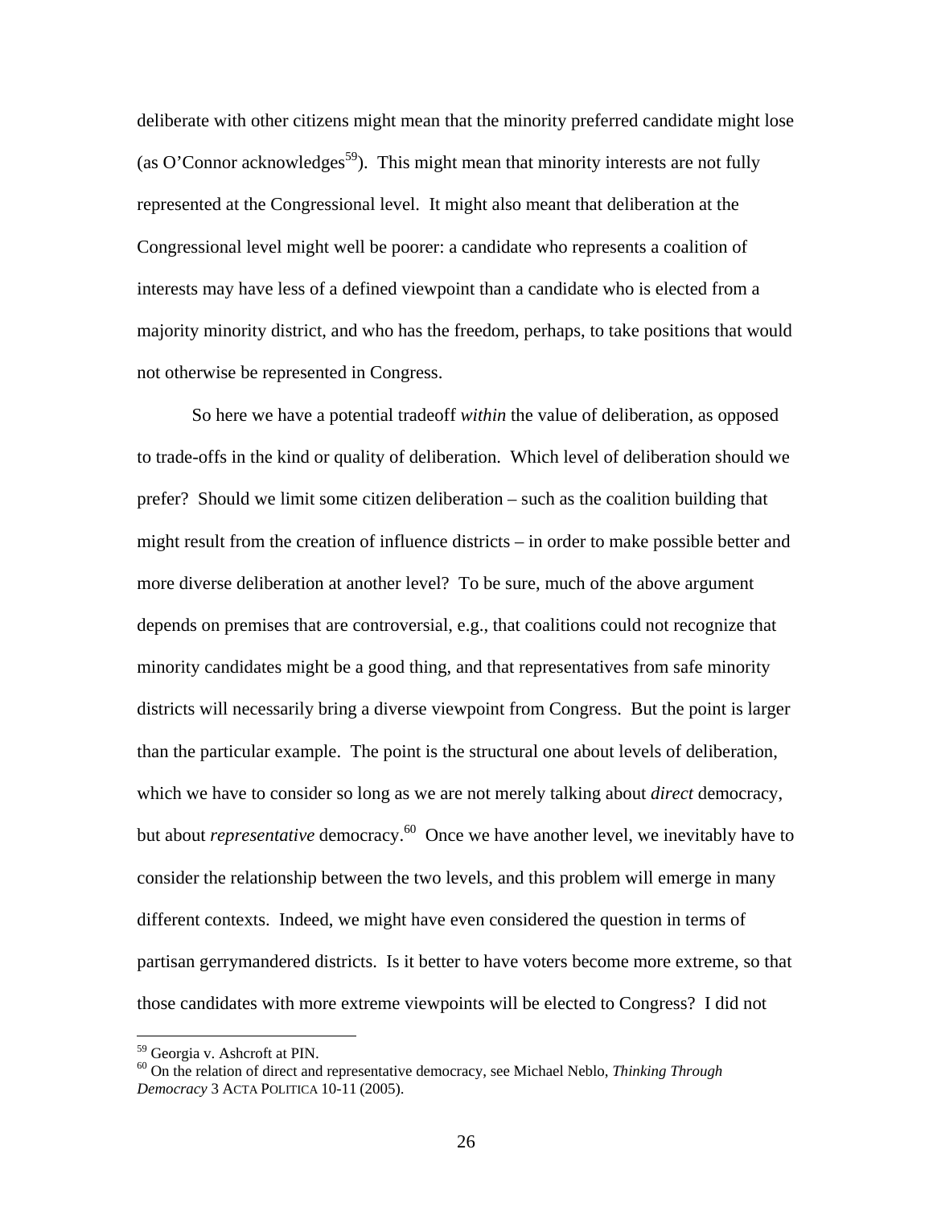deliberate with other citizens might mean that the minority preferred candidate might lose (as O'Connor acknowledges[59]). This might mean that minority interests are not fully represented at the Congressional level. It might also meant that deliberation at the Congressional level might well be poorer: a candidate who represents a coalition of interests may have less of a defined viewpoint than a candidate who is elected from a majority minority district, and who has the freedom, perhaps, to take positions that would not otherwise be represented in Congress.

So here we have a potential tradeoff *within* the value of deliberation, as opposed to trade-offs in the kind or quality of deliberation. Which level of deliberation should we prefer? Should we limit some citizen deliberation – such as the coalition building that might result from the creation of influence districts – in order to make possible better and more diverse deliberation at another level? To be sure, much of the above argument depends on premises that are controversial, e.g., that coalitions could not recognize that minority candidates might be a good thing, and that representatives from safe minority districts will necessarily bring a diverse viewpoint from Congress. But the point is larger than the particular example. The point is the structural one about levels of deliberation, which we have to consider so long as we are not merely talking about *direct* democracy, but about *representative* democracy.[60] Once we have another level, we inevitably have to consider the relationship between the two levels, and this problem will emerge in many different contexts. Indeed, we might have even considered the question in terms of partisan gerrymandered districts. Is it better to have voters become more extreme, so that those candidates with more extreme viewpoints will be elected to Congress? I did not

[59] Georgia v. Ashcroft at PIN.

[60] On the relation of direct and representative democracy, see Michael Neblo, *Thinking Through Democracy* 3 ACTA POLITICA 10-11 (2005).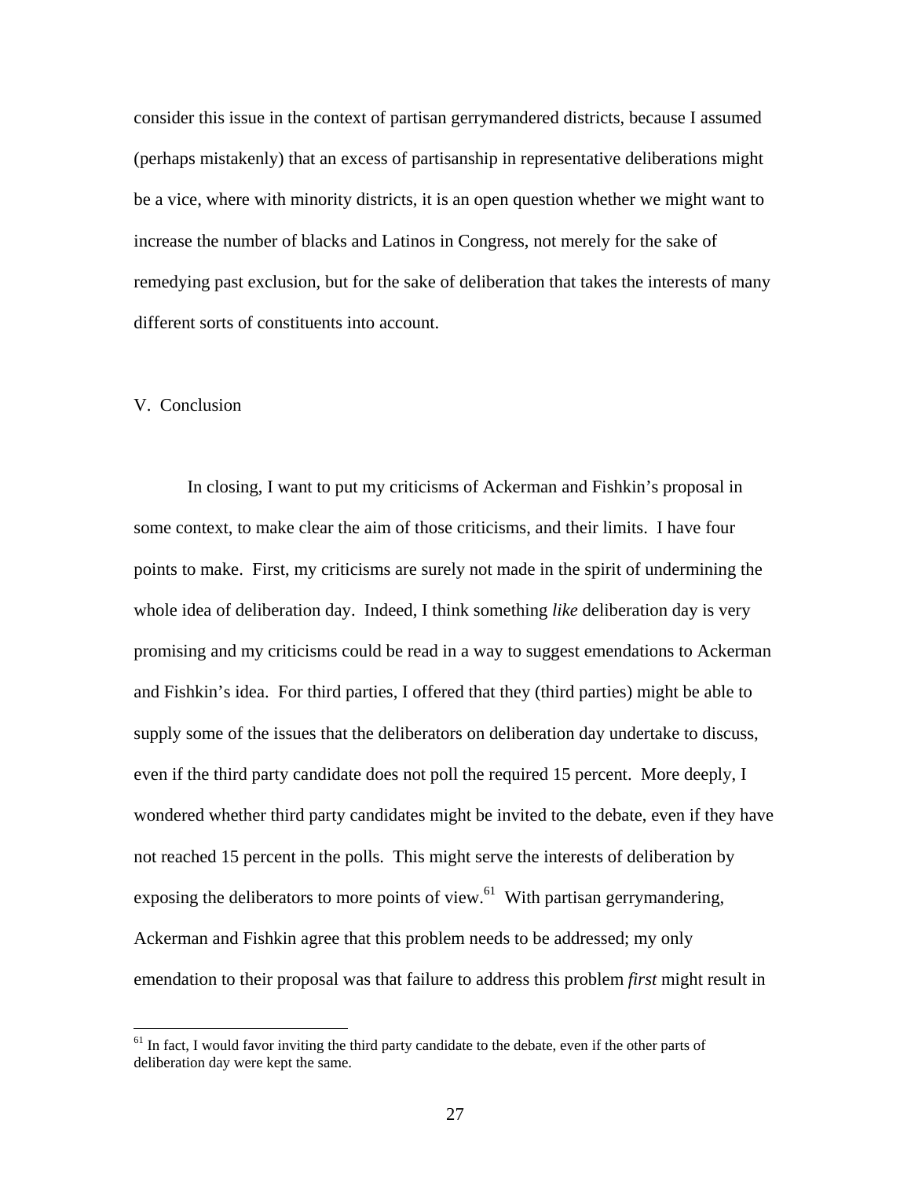consider this issue in the context of partisan gerrymandered districts, because I assumed (perhaps mistakenly) that an excess of partisanship in representative deliberations might be a vice, where with minority districts, it is an open question whether we might want to increase the number of blacks and Latinos in Congress, not merely for the sake of remedying past exclusion, but for the sake of deliberation that takes the interests of many different sorts of constituents into account.

## V. Conclusion

In closing, I want to put my criticisms of Ackerman and Fishkin's proposal in some context, to make clear the aim of those criticisms, and their limits. I have four points to make. First, my criticisms are surely not made in the spirit of undermining the whole idea of deliberation day. Indeed, I think something *like* deliberation day is very promising and my criticisms could be read in a way to suggest emendations to Ackerman and Fishkin's idea. For third parties, I offered that they (third parties) might be able to supply some of the issues that the deliberators on deliberation day undertake to discuss, even if the third party candidate does not poll the required 15 percent. More deeply, I wondered whether third party candidates might be invited to the debate, even if they have not reached 15 percent in the polls. This might serve the interests of deliberation by exposing the deliberators to more points of view.[61] With partisan gerrymandering, Ackerman and Fishkin agree that this problem needs to be addressed; my only emendation to their proposal was that failure to address this problem *first* might result in

[61] In fact, I would favor inviting the third party candidate to the debate, even if the other parts of deliberation day were kept the same.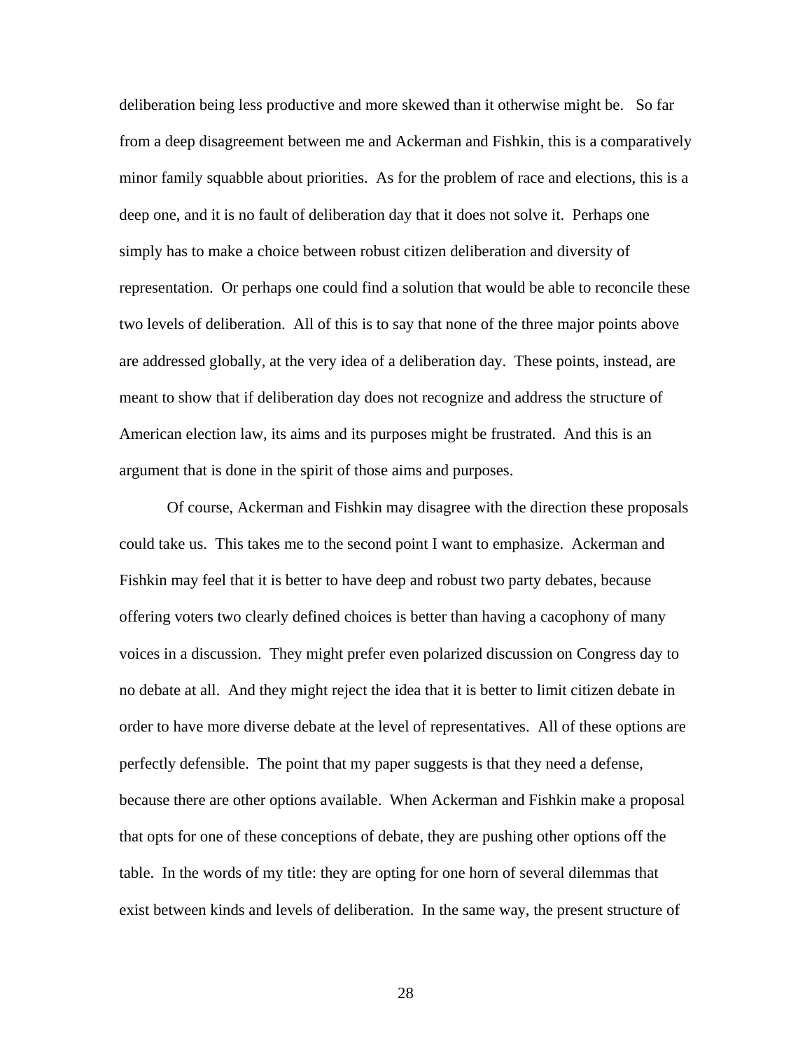deliberation being less productive and more skewed than it otherwise might be. So far from a deep disagreement between me and Ackerman and Fishkin, this is a comparatively minor family squabble about priorities. As for the problem of race and elections, this is a deep one, and it is no fault of deliberation day that it does not solve it. Perhaps one simply has to make a choice between robust citizen deliberation and diversity of representation. Or perhaps one could find a solution that would be able to reconcile these two levels of deliberation. All of this is to say that none of the three major points above are addressed globally, at the very idea of a deliberation day. These points, instead, are meant to show that if deliberation day does not recognize and address the structure of American election law, its aims and its purposes might be frustrated. And this is an argument that is done in the spirit of those aims and purposes.

Of course, Ackerman and Fishkin may disagree with the direction these proposals could take us. This takes me to the second point I want to emphasize. Ackerman and Fishkin may feel that it is better to have deep and robust two party debates, because offering voters two clearly defined choices is better than having a cacophony of many voices in a discussion. They might prefer even polarized discussion on Congress day to no debate at all. And they might reject the idea that it is better to limit citizen debate in order to have more diverse debate at the level of representatives. All of these options are perfectly defensible. The point that my paper suggests is that they need a defense, because there are other options available. When Ackerman and Fishkin make a proposal that opts for one of these conceptions of debate, they are pushing other options off the table. In the words of my title: they are opting for one horn of several dilemmas that exist between kinds and levels of deliberation. In the same way, the present structure of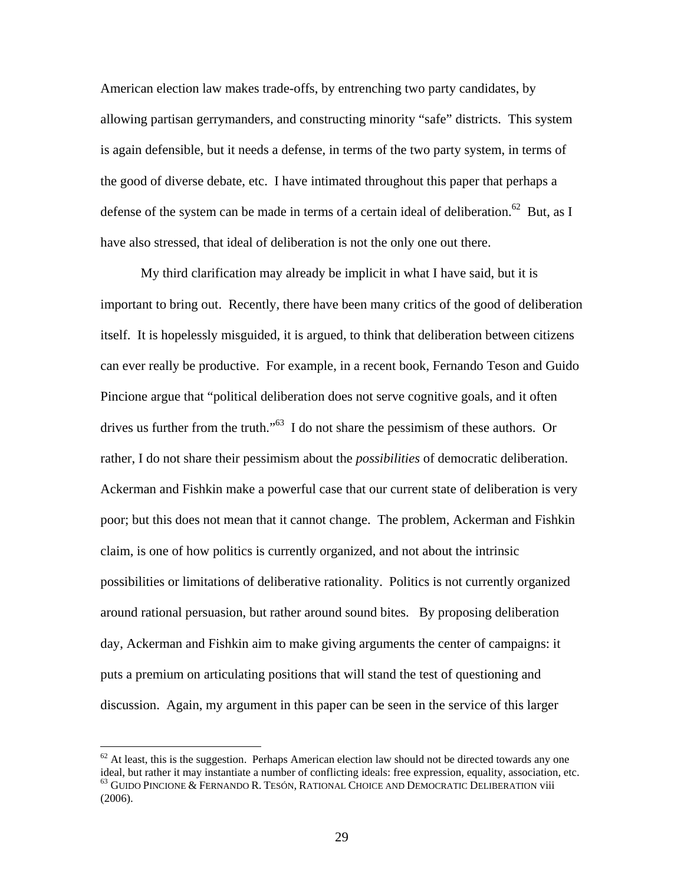American election law makes trade-offs, by entrenching two party candidates, by allowing partisan gerrymanders, and constructing minority "safe" districts. This system is again defensible, but it needs a defense, in terms of the two party system, in terms of the good of diverse debate, etc. I have intimated throughout this paper that perhaps a defense of the system can be made in terms of a certain ideal of deliberation.[62] But, as I have also stressed, that ideal of deliberation is not the only one out there.

My third clarification may already be implicit in what I have said, but it is important to bring out. Recently, there have been many critics of the good of deliberation itself. It is hopelessly misguided, it is argued, to think that deliberation between citizens can ever really be productive. For example, in a recent book, Fernando Teson and Guido Pincione argue that "political deliberation does not serve cognitive goals, and it often drives us further from the truth."[63] I do not share the pessimism of these authors. Or rather, I do not share their pessimism about the *possibilities* of democratic deliberation. Ackerman and Fishkin make a powerful case that our current state of deliberation is very poor; but this does not mean that it cannot change. The problem, Ackerman and Fishkin claim, is one of how politics is currently organized, and not about the intrinsic possibilities or limitations of deliberative rationality. Politics is not currently organized around rational persuasion, but rather around sound bites. By proposing deliberation day, Ackerman and Fishkin aim to make giving arguments the center of campaigns: it puts a premium on articulating positions that will stand the test of questioning and discussion. Again, my argument in this paper can be seen in the service of this larger

---

[62] At least, this is the suggestion. Perhaps American election law should not be directed towards any one ideal, but rather it may instantiate a number of conflicting ideals: free expression, equality, association, etc.

[63] GUIDO PINCIONE & FERNANDO R. TESÓN, RATIONAL CHOICE AND DEMOCRATIC DELIBERATION viii (2006).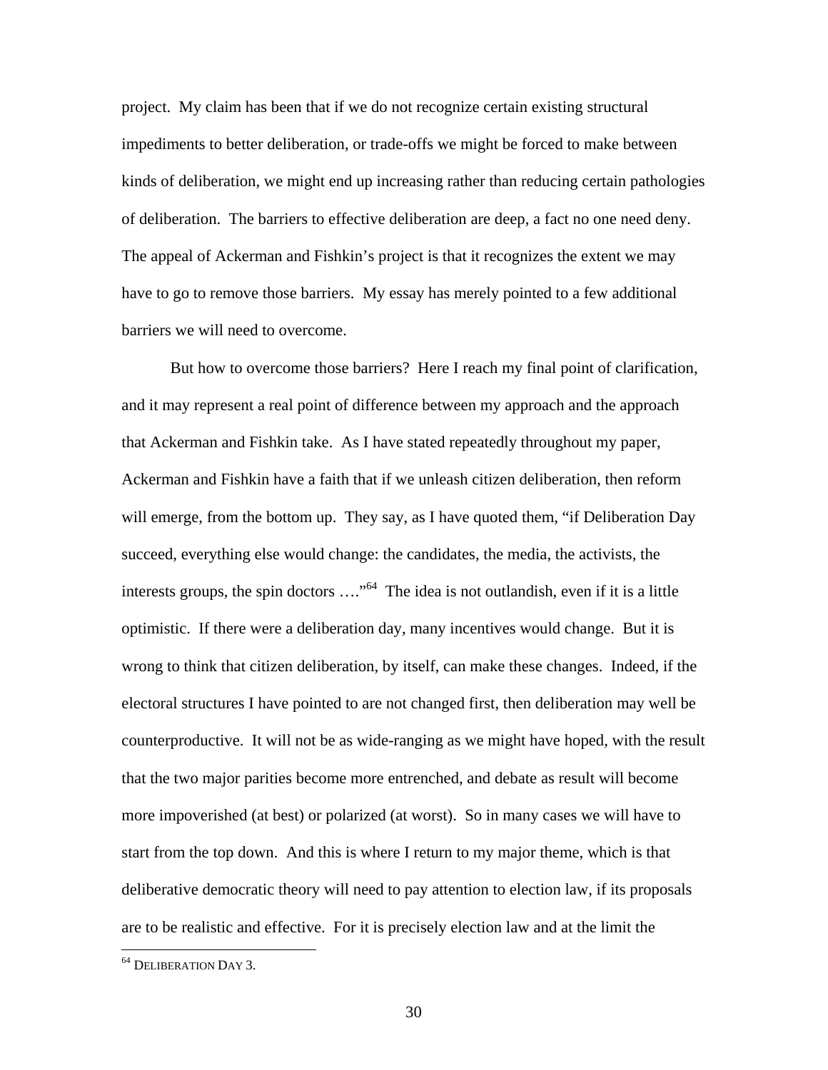project. My claim has been that if we do not recognize certain existing structural impediments to better deliberation, or trade-offs we might be forced to make between kinds of deliberation, we might end up increasing rather than reducing certain pathologies of deliberation. The barriers to effective deliberation are deep, a fact no one need deny. The appeal of Ackerman and Fishkin's project is that it recognizes the extent we may have to go to remove those barriers. My essay has merely pointed to a few additional barriers we will need to overcome.

But how to overcome those barriers? Here I reach my final point of clarification, and it may represent a real point of difference between my approach and the approach that Ackerman and Fishkin take. As I have stated repeatedly throughout my paper, Ackerman and Fishkin have a faith that if we unleash citizen deliberation, then reform will emerge, from the bottom up. They say, as I have quoted them, "if Deliberation Day succeed, everything else would change: the candidates, the media, the activists, the interests groups, the spin doctors …."[64] The idea is not outlandish, even if it is a little optimistic. If there were a deliberation day, many incentives would change. But it is wrong to think that citizen deliberation, by itself, can make these changes. Indeed, if the electoral structures I have pointed to are not changed first, then deliberation may well be counterproductive. It will not be as wide-ranging as we might have hoped, with the result that the two major parities become more entrenched, and debate as result will become more impoverished (at best) or polarized (at worst). So in many cases we will have to start from the top down. And this is where I return to my major theme, which is that deliberative democratic theory will need to pay attention to election law, if its proposals are to be realistic and effective. For it is precisely election law and at the limit the

---

[64] DELIBERATION DAY 3.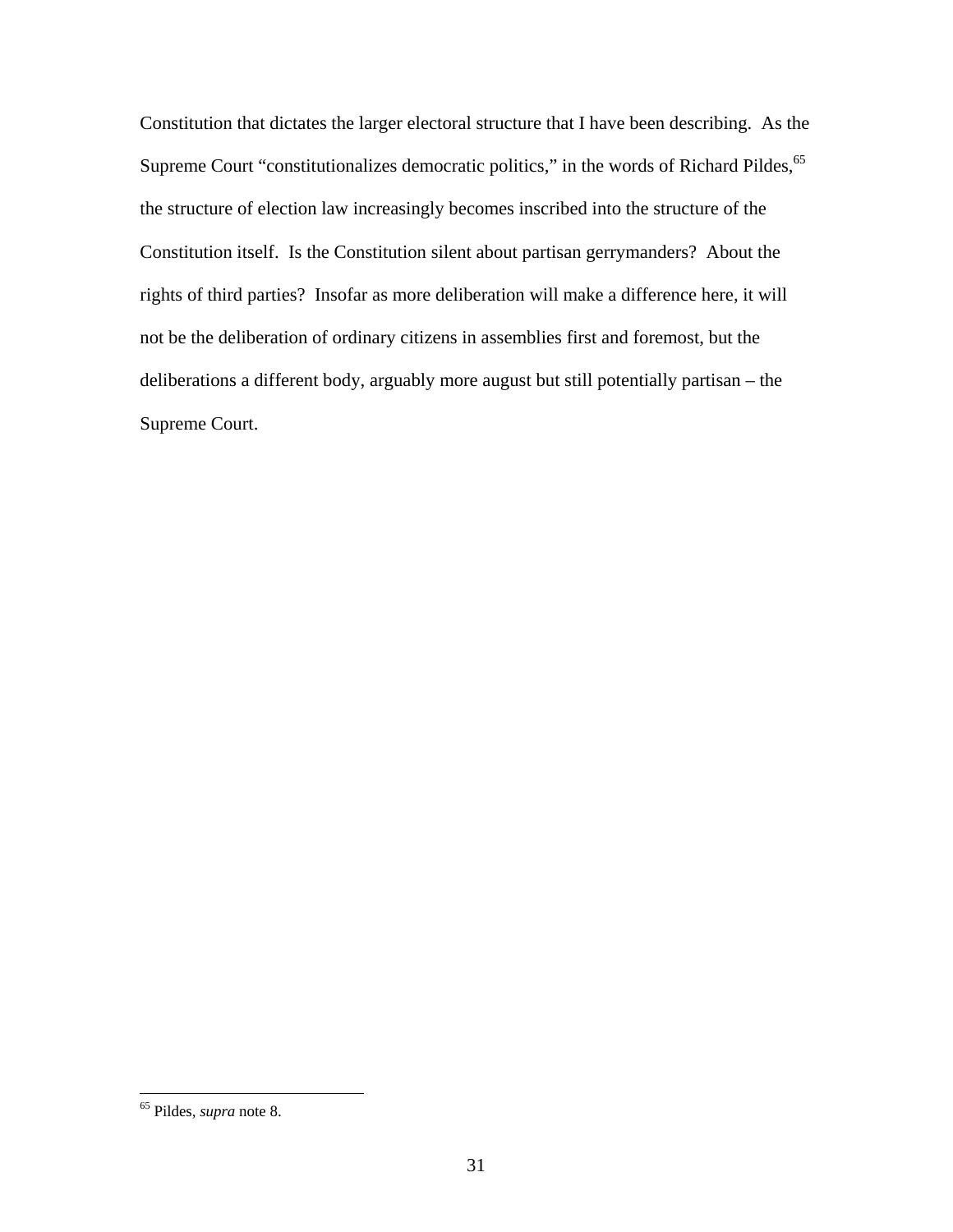Constitution that dictates the larger electoral structure that I have been describing. As the Supreme Court "constitutionalizes democratic politics," in the words of Richard Pildes,[65] the structure of election law increasingly becomes inscribed into the structure of the Constitution itself. Is the Constitution silent about partisan gerrymanders? About the rights of third parties? Insofar as more deliberation will make a difference here, it will not be the deliberation of ordinary citizens in assemblies first and foremost, but the deliberations a different body, arguably more august but still potentially partisan – the Supreme Court.

---

[65] Pildes, *supra* note 8.